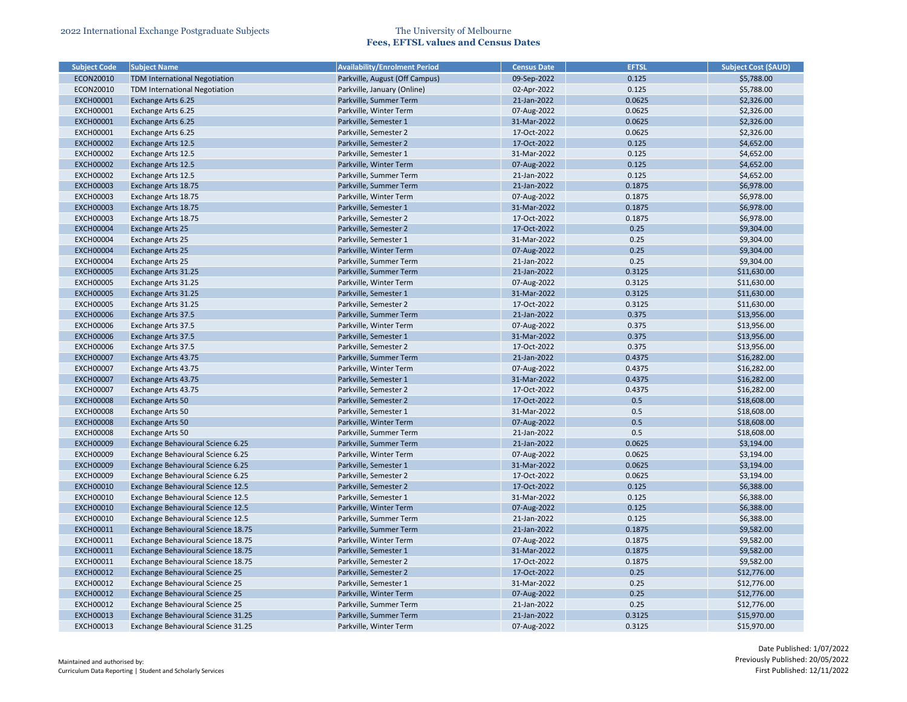2022 International Exchange Postgraduate Subjects

# The University of Melbourne
## Fees, EFTSL values and Census Dates

| Subject Code | Subject Name | Availability/Enrolment Period | Census Date | EFTSL | Subject Cost ($AUD) |
|---|---|---|---|---|---|
| ECON20010 | TDM International Negotiation | Parkville, August (Off Campus) | 09-Sep-2022 | 0.125 | $5,788.00 |
| ECON20010 | TDM International Negotiation | Parkville, January (Online) | 02-Apr-2022 | 0.125 | $5,788.00 |
| EXCH00001 | Exchange Arts 6.25 | Parkville, Summer Term | 21-Jan-2022 | 0.0625 | $2,326.00 |
| EXCH00001 | Exchange Arts 6.25 | Parkville, Winter Term | 07-Aug-2022 | 0.0625 | $2,326.00 |
| EXCH00001 | Exchange Arts 6.25 | Parkville, Semester 1 | 31-Mar-2022 | 0.0625 | $2,326.00 |
| EXCH00001 | Exchange Arts 6.25 | Parkville, Semester 2 | 17-Oct-2022 | 0.0625 | $2,326.00 |
| EXCH00002 | Exchange Arts 12.5 | Parkville, Semester 2 | 17-Oct-2022 | 0.125 | $4,652.00 |
| EXCH00002 | Exchange Arts 12.5 | Parkville, Semester 1 | 31-Mar-2022 | 0.125 | $4,652.00 |
| EXCH00002 | Exchange Arts 12.5 | Parkville, Winter Term | 07-Aug-2022 | 0.125 | $4,652.00 |
| EXCH00002 | Exchange Arts 12.5 | Parkville, Summer Term | 21-Jan-2022 | 0.125 | $4,652.00 |
| EXCH00003 | Exchange Arts 18.75 | Parkville, Summer Term | 21-Jan-2022 | 0.1875 | $6,978.00 |
| EXCH00003 | Exchange Arts 18.75 | Parkville, Winter Term | 07-Aug-2022 | 0.1875 | $6,978.00 |
| EXCH00003 | Exchange Arts 18.75 | Parkville, Semester 1 | 31-Mar-2022 | 0.1875 | $6,978.00 |
| EXCH00003 | Exchange Arts 18.75 | Parkville, Semester 2 | 17-Oct-2022 | 0.1875 | $6,978.00 |
| EXCH00004 | Exchange Arts 25 | Parkville, Semester 2 | 17-Oct-2022 | 0.25 | $9,304.00 |
| EXCH00004 | Exchange Arts 25 | Parkville, Semester 1 | 31-Mar-2022 | 0.25 | $9,304.00 |
| EXCH00004 | Exchange Arts 25 | Parkville, Winter Term | 07-Aug-2022 | 0.25 | $9,304.00 |
| EXCH00004 | Exchange Arts 25 | Parkville, Summer Term | 21-Jan-2022 | 0.25 | $9,304.00 |
| EXCH00005 | Exchange Arts 31.25 | Parkville, Summer Term | 21-Jan-2022 | 0.3125 | $11,630.00 |
| EXCH00005 | Exchange Arts 31.25 | Parkville, Winter Term | 07-Aug-2022 | 0.3125 | $11,630.00 |
| EXCH00005 | Exchange Arts 31.25 | Parkville, Semester 1 | 31-Mar-2022 | 0.3125 | $11,630.00 |
| EXCH00005 | Exchange Arts 31.25 | Parkville, Semester 2 | 17-Oct-2022 | 0.3125 | $11,630.00 |
| EXCH00006 | Exchange Arts 37.5 | Parkville, Summer Term | 21-Jan-2022 | 0.375 | $13,956.00 |
| EXCH00006 | Exchange Arts 37.5 | Parkville, Winter Term | 07-Aug-2022 | 0.375 | $13,956.00 |
| EXCH00006 | Exchange Arts 37.5 | Parkville, Semester 1 | 31-Mar-2022 | 0.375 | $13,956.00 |
| EXCH00006 | Exchange Arts 37.5 | Parkville, Semester 2 | 17-Oct-2022 | 0.375 | $13,956.00 |
| EXCH00007 | Exchange Arts 43.75 | Parkville, Summer Term | 21-Jan-2022 | 0.4375 | $16,282.00 |
| EXCH00007 | Exchange Arts 43.75 | Parkville, Winter Term | 07-Aug-2022 | 0.4375 | $16,282.00 |
| EXCH00007 | Exchange Arts 43.75 | Parkville, Semester 1 | 31-Mar-2022 | 0.4375 | $16,282.00 |
| EXCH00007 | Exchange Arts 43.75 | Parkville, Semester 2 | 17-Oct-2022 | 0.4375 | $16,282.00 |
| EXCH00008 | Exchange Arts 50 | Parkville, Semester 2 | 17-Oct-2022 | 0.5 | $18,608.00 |
| EXCH00008 | Exchange Arts 50 | Parkville, Semester 1 | 31-Mar-2022 | 0.5 | $18,608.00 |
| EXCH00008 | Exchange Arts 50 | Parkville, Winter Term | 07-Aug-2022 | 0.5 | $18,608.00 |
| EXCH00008 | Exchange Arts 50 | Parkville, Summer Term | 21-Jan-2022 | 0.5 | $18,608.00 |
| EXCH00009 | Exchange Behavioural Science 6.25 | Parkville, Summer Term | 21-Jan-2022 | 0.0625 | $3,194.00 |
| EXCH00009 | Exchange Behavioural Science 6.25 | Parkville, Winter Term | 07-Aug-2022 | 0.0625 | $3,194.00 |
| EXCH00009 | Exchange Behavioural Science 6.25 | Parkville, Semester 1 | 31-Mar-2022 | 0.0625 | $3,194.00 |
| EXCH00009 | Exchange Behavioural Science 6.25 | Parkville, Semester 2 | 17-Oct-2022 | 0.0625 | $3,194.00 |
| EXCH00010 | Exchange Behavioural Science 12.5 | Parkville, Semester 2 | 17-Oct-2022 | 0.125 | $6,388.00 |
| EXCH00010 | Exchange Behavioural Science 12.5 | Parkville, Semester 1 | 31-Mar-2022 | 0.125 | $6,388.00 |
| EXCH00010 | Exchange Behavioural Science 12.5 | Parkville, Winter Term | 07-Aug-2022 | 0.125 | $6,388.00 |
| EXCH00010 | Exchange Behavioural Science 12.5 | Parkville, Summer Term | 21-Jan-2022 | 0.125 | $6,388.00 |
| EXCH00011 | Exchange Behavioural Science 18.75 | Parkville, Summer Term | 21-Jan-2022 | 0.1875 | $9,582.00 |
| EXCH00011 | Exchange Behavioural Science 18.75 | Parkville, Winter Term | 07-Aug-2022 | 0.1875 | $9,582.00 |
| EXCH00011 | Exchange Behavioural Science 18.75 | Parkville, Semester 1 | 31-Mar-2022 | 0.1875 | $9,582.00 |
| EXCH00011 | Exchange Behavioural Science 18.75 | Parkville, Semester 2 | 17-Oct-2022 | 0.1875 | $9,582.00 |
| EXCH00012 | Exchange Behavioural Science 25 | Parkville, Semester 2 | 17-Oct-2022 | 0.25 | $12,776.00 |
| EXCH00012 | Exchange Behavioural Science 25 | Parkville, Semester 1 | 31-Mar-2022 | 0.25 | $12,776.00 |
| EXCH00012 | Exchange Behavioural Science 25 | Parkville, Winter Term | 07-Aug-2022 | 0.25 | $12,776.00 |
| EXCH00012 | Exchange Behavioural Science 25 | Parkville, Summer Term | 21-Jan-2022 | 0.25 | $12,776.00 |
| EXCH00013 | Exchange Behavioural Science 31.25 | Parkville, Summer Term | 21-Jan-2022 | 0.3125 | $15,970.00 |
| EXCH00013 | Exchange Behavioural Science 31.25 | Parkville, Winter Term | 07-Aug-2022 | 0.3125 | $15,970.00 |

Maintained and authorised by:
Curriculum Data Reporting | Student and Scholarly Services

Date Published: 1/07/2022
Previously Published: 20/05/2022
First Published: 12/11/2022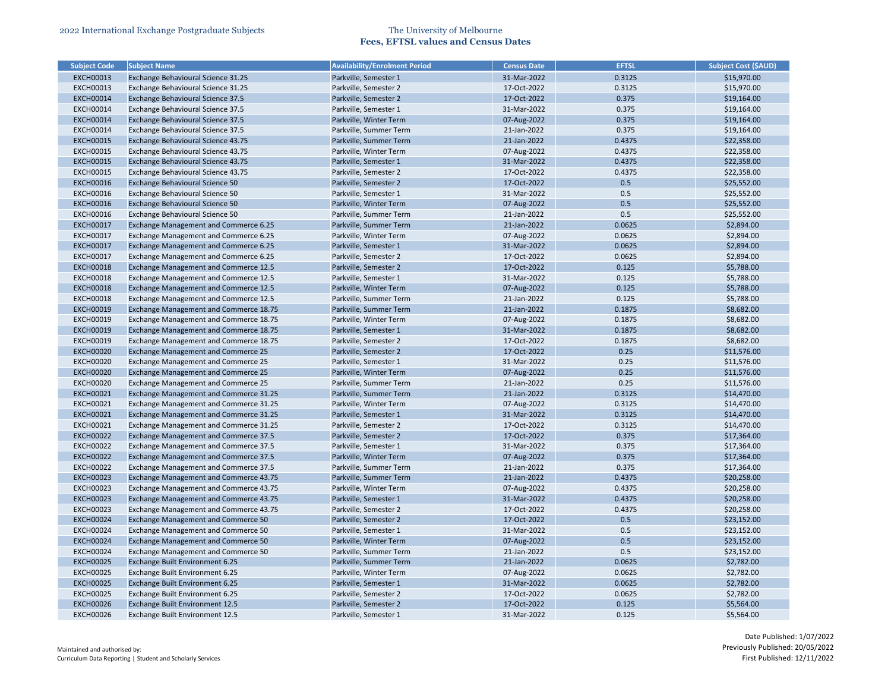| Subject Code | Subject Name | Availability/Enrolment Period | Census Date | EFTSL | Subject Cost ($AUD) |
|---|---|---|---|---|---|
| EXCH00013 | Exchange Behavioural Science 31.25 | Parkville, Semester 1 | 31-Mar-2022 | 0.3125 | $15,970.00 |
| EXCH00013 | Exchange Behavioural Science 31.25 | Parkville, Semester 2 | 17-Oct-2022 | 0.3125 | $15,970.00 |
| EXCH00014 | Exchange Behavioural Science 37.5 | Parkville, Semester 2 | 17-Oct-2022 | 0.375 | $19,164.00 |
| EXCH00014 | Exchange Behavioural Science 37.5 | Parkville, Semester 1 | 31-Mar-2022 | 0.375 | $19,164.00 |
| EXCH00014 | Exchange Behavioural Science 37.5 | Parkville, Winter Term | 07-Aug-2022 | 0.375 | $19,164.00 |
| EXCH00014 | Exchange Behavioural Science 37.5 | Parkville, Summer Term | 21-Jan-2022 | 0.375 | $19,164.00 |
| EXCH00015 | Exchange Behavioural Science 43.75 | Parkville, Summer Term | 21-Jan-2022 | 0.4375 | $22,358.00 |
| EXCH00015 | Exchange Behavioural Science 43.75 | Parkville, Winter Term | 07-Aug-2022 | 0.4375 | $22,358.00 |
| EXCH00015 | Exchange Behavioural Science 43.75 | Parkville, Semester 1 | 31-Mar-2022 | 0.4375 | $22,358.00 |
| EXCH00015 | Exchange Behavioural Science 43.75 | Parkville, Semester 2 | 17-Oct-2022 | 0.4375 | $22,358.00 |
| EXCH00016 | Exchange Behavioural Science 50 | Parkville, Semester 2 | 17-Oct-2022 | 0.5 | $25,552.00 |
| EXCH00016 | Exchange Behavioural Science 50 | Parkville, Semester 1 | 31-Mar-2022 | 0.5 | $25,552.00 |
| EXCH00016 | Exchange Behavioural Science 50 | Parkville, Winter Term | 07-Aug-2022 | 0.5 | $25,552.00 |
| EXCH00016 | Exchange Behavioural Science 50 | Parkville, Summer Term | 21-Jan-2022 | 0.5 | $25,552.00 |
| EXCH00017 | Exchange Management and Commerce 6.25 | Parkville, Summer Term | 21-Jan-2022 | 0.0625 | $2,894.00 |
| EXCH00017 | Exchange Management and Commerce 6.25 | Parkville, Winter Term | 07-Aug-2022 | 0.0625 | $2,894.00 |
| EXCH00017 | Exchange Management and Commerce 6.25 | Parkville, Semester 1 | 31-Mar-2022 | 0.0625 | $2,894.00 |
| EXCH00017 | Exchange Management and Commerce 6.25 | Parkville, Semester 2 | 17-Oct-2022 | 0.0625 | $2,894.00 |
| EXCH00018 | Exchange Management and Commerce 12.5 | Parkville, Semester 2 | 17-Oct-2022 | 0.125 | $5,788.00 |
| EXCH00018 | Exchange Management and Commerce 12.5 | Parkville, Semester 1 | 31-Mar-2022 | 0.125 | $5,788.00 |
| EXCH00018 | Exchange Management and Commerce 12.5 | Parkville, Winter Term | 07-Aug-2022 | 0.125 | $5,788.00 |
| EXCH00018 | Exchange Management and Commerce 12.5 | Parkville, Summer Term | 21-Jan-2022 | 0.125 | $5,788.00 |
| EXCH00019 | Exchange Management and Commerce 18.75 | Parkville, Summer Term | 21-Jan-2022 | 0.1875 | $8,682.00 |
| EXCH00019 | Exchange Management and Commerce 18.75 | Parkville, Winter Term | 07-Aug-2022 | 0.1875 | $8,682.00 |
| EXCH00019 | Exchange Management and Commerce 18.75 | Parkville, Semester 1 | 31-Mar-2022 | 0.1875 | $8,682.00 |
| EXCH00019 | Exchange Management and Commerce 18.75 | Parkville, Semester 2 | 17-Oct-2022 | 0.1875 | $8,682.00 |
| EXCH00020 | Exchange Management and Commerce 25 | Parkville, Semester 2 | 17-Oct-2022 | 0.25 | $11,576.00 |
| EXCH00020 | Exchange Management and Commerce 25 | Parkville, Semester 1 | 31-Mar-2022 | 0.25 | $11,576.00 |
| EXCH00020 | Exchange Management and Commerce 25 | Parkville, Winter Term | 07-Aug-2022 | 0.25 | $11,576.00 |
| EXCH00020 | Exchange Management and Commerce 25 | Parkville, Summer Term | 21-Jan-2022 | 0.25 | $11,576.00 |
| EXCH00021 | Exchange Management and Commerce 31.25 | Parkville, Summer Term | 21-Jan-2022 | 0.3125 | $14,470.00 |
| EXCH00021 | Exchange Management and Commerce 31.25 | Parkville, Winter Term | 07-Aug-2022 | 0.3125 | $14,470.00 |
| EXCH00021 | Exchange Management and Commerce 31.25 | Parkville, Semester 1 | 31-Mar-2022 | 0.3125 | $14,470.00 |
| EXCH00021 | Exchange Management and Commerce 31.25 | Parkville, Semester 2 | 17-Oct-2022 | 0.3125 | $14,470.00 |
| EXCH00022 | Exchange Management and Commerce 37.5 | Parkville, Semester 2 | 17-Oct-2022 | 0.375 | $17,364.00 |
| EXCH00022 | Exchange Management and Commerce 37.5 | Parkville, Semester 1 | 31-Mar-2022 | 0.375 | $17,364.00 |
| EXCH00022 | Exchange Management and Commerce 37.5 | Parkville, Winter Term | 07-Aug-2022 | 0.375 | $17,364.00 |
| EXCH00022 | Exchange Management and Commerce 37.5 | Parkville, Summer Term | 21-Jan-2022 | 0.375 | $17,364.00 |
| EXCH00023 | Exchange Management and Commerce 43.75 | Parkville, Summer Term | 21-Jan-2022 | 0.4375 | $20,258.00 |
| EXCH00023 | Exchange Management and Commerce 43.75 | Parkville, Winter Term | 07-Aug-2022 | 0.4375 | $20,258.00 |
| EXCH00023 | Exchange Management and Commerce 43.75 | Parkville, Semester 1 | 31-Mar-2022 | 0.4375 | $20,258.00 |
| EXCH00023 | Exchange Management and Commerce 43.75 | Parkville, Semester 2 | 17-Oct-2022 | 0.4375 | $20,258.00 |
| EXCH00024 | Exchange Management and Commerce 50 | Parkville, Semester 2 | 17-Oct-2022 | 0.5 | $23,152.00 |
| EXCH00024 | Exchange Management and Commerce 50 | Parkville, Semester 1 | 31-Mar-2022 | 0.5 | $23,152.00 |
| EXCH00024 | Exchange Management and Commerce 50 | Parkville, Winter Term | 07-Aug-2022 | 0.5 | $23,152.00 |
| EXCH00024 | Exchange Management and Commerce 50 | Parkville, Summer Term | 21-Jan-2022 | 0.5 | $23,152.00 |
| EXCH00025 | Exchange Built Environment 6.25 | Parkville, Summer Term | 21-Jan-2022 | 0.0625 | $2,782.00 |
| EXCH00025 | Exchange Built Environment 6.25 | Parkville, Winter Term | 07-Aug-2022 | 0.0625 | $2,782.00 |
| EXCH00025 | Exchange Built Environment 6.25 | Parkville, Semester 1 | 31-Mar-2022 | 0.0625 | $2,782.00 |
| EXCH00025 | Exchange Built Environment 6.25 | Parkville, Semester 2 | 17-Oct-2022 | 0.0625 | $2,782.00 |
| EXCH00026 | Exchange Built Environment 12.5 | Parkville, Semester 2 | 17-Oct-2022 | 0.125 | $5,564.00 |
| EXCH00026 | Exchange Built Environment 12.5 | Parkville, Semester 1 | 31-Mar-2022 | 0.125 | $5,564.00 |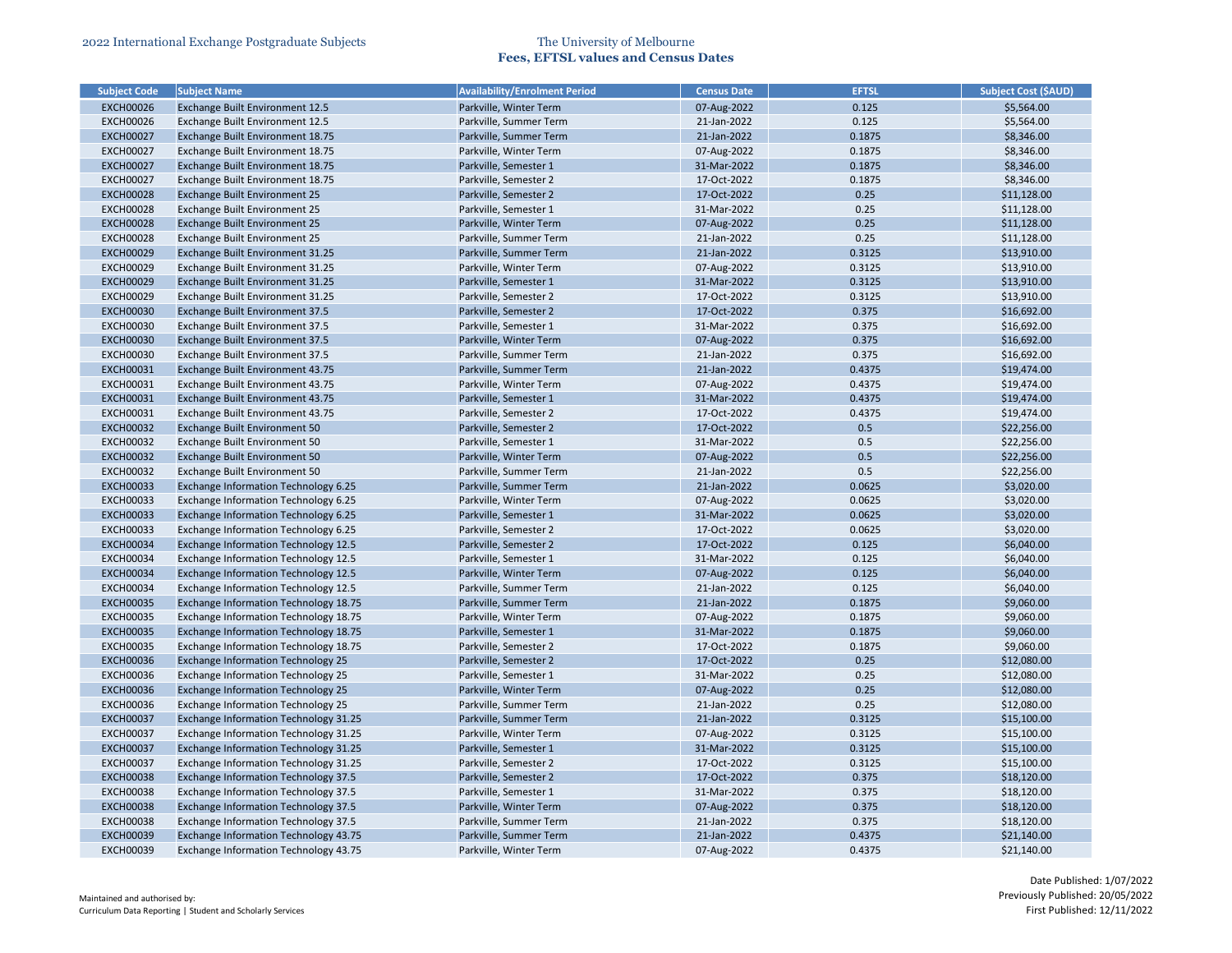2022 International Exchange Postgraduate Subjects

The University of Melbourne
**Fees, EFTSL values and Census Dates**

| Subject Code | Subject Name | Availability/Enrolment Period | Census Date | EFTSL | Subject Cost ($AUD) |
|---|---|---|---|---|---|
| EXCH00026 | Exchange Built Environment 12.5 | Parkville, Winter Term | 07-Aug-2022 | 0.125 | $5,564.00 |
| EXCH00026 | Exchange Built Environment 12.5 | Parkville, Summer Term | 21-Jan-2022 | 0.125 | $5,564.00 |
| EXCH00027 | Exchange Built Environment 18.75 | Parkville, Summer Term | 21-Jan-2022 | 0.1875 | $8,346.00 |
| EXCH00027 | Exchange Built Environment 18.75 | Parkville, Winter Term | 07-Aug-2022 | 0.1875 | $8,346.00 |
| EXCH00027 | Exchange Built Environment 18.75 | Parkville, Semester 1 | 31-Mar-2022 | 0.1875 | $8,346.00 |
| EXCH00027 | Exchange Built Environment 18.75 | Parkville, Semester 2 | 17-Oct-2022 | 0.1875 | $8,346.00 |
| EXCH00028 | Exchange Built Environment 25 | Parkville, Semester 2 | 17-Oct-2022 | 0.25 | $11,128.00 |
| EXCH00028 | Exchange Built Environment 25 | Parkville, Semester 1 | 31-Mar-2022 | 0.25 | $11,128.00 |
| EXCH00028 | Exchange Built Environment 25 | Parkville, Winter Term | 07-Aug-2022 | 0.25 | $11,128.00 |
| EXCH00028 | Exchange Built Environment 25 | Parkville, Summer Term | 21-Jan-2022 | 0.25 | $11,128.00 |
| EXCH00029 | Exchange Built Environment 31.25 | Parkville, Summer Term | 21-Jan-2022 | 0.3125 | $13,910.00 |
| EXCH00029 | Exchange Built Environment 31.25 | Parkville, Winter Term | 07-Aug-2022 | 0.3125 | $13,910.00 |
| EXCH00029 | Exchange Built Environment 31.25 | Parkville, Semester 1 | 31-Mar-2022 | 0.3125 | $13,910.00 |
| EXCH00029 | Exchange Built Environment 31.25 | Parkville, Semester 2 | 17-Oct-2022 | 0.3125 | $13,910.00 |
| EXCH00030 | Exchange Built Environment 37.5 | Parkville, Semester 2 | 17-Oct-2022 | 0.375 | $16,692.00 |
| EXCH00030 | Exchange Built Environment 37.5 | Parkville, Semester 1 | 31-Mar-2022 | 0.375 | $16,692.00 |
| EXCH00030 | Exchange Built Environment 37.5 | Parkville, Winter Term | 07-Aug-2022 | 0.375 | $16,692.00 |
| EXCH00030 | Exchange Built Environment 37.5 | Parkville, Summer Term | 21-Jan-2022 | 0.375 | $16,692.00 |
| EXCH00031 | Exchange Built Environment 43.75 | Parkville, Summer Term | 21-Jan-2022 | 0.4375 | $19,474.00 |
| EXCH00031 | Exchange Built Environment 43.75 | Parkville, Winter Term | 07-Aug-2022 | 0.4375 | $19,474.00 |
| EXCH00031 | Exchange Built Environment 43.75 | Parkville, Semester 1 | 31-Mar-2022 | 0.4375 | $19,474.00 |
| EXCH00031 | Exchange Built Environment 43.75 | Parkville, Semester 2 | 17-Oct-2022 | 0.4375 | $19,474.00 |
| EXCH00032 | Exchange Built Environment 50 | Parkville, Semester 2 | 17-Oct-2022 | 0.5 | $22,256.00 |
| EXCH00032 | Exchange Built Environment 50 | Parkville, Semester 1 | 31-Mar-2022 | 0.5 | $22,256.00 |
| EXCH00032 | Exchange Built Environment 50 | Parkville, Winter Term | 07-Aug-2022 | 0.5 | $22,256.00 |
| EXCH00032 | Exchange Built Environment 50 | Parkville, Summer Term | 21-Jan-2022 | 0.5 | $22,256.00 |
| EXCH00033 | Exchange Information Technology 6.25 | Parkville, Summer Term | 21-Jan-2022 | 0.0625 | $3,020.00 |
| EXCH00033 | Exchange Information Technology 6.25 | Parkville, Winter Term | 07-Aug-2022 | 0.0625 | $3,020.00 |
| EXCH00033 | Exchange Information Technology 6.25 | Parkville, Semester 1 | 31-Mar-2022 | 0.0625 | $3,020.00 |
| EXCH00033 | Exchange Information Technology 6.25 | Parkville, Semester 2 | 17-Oct-2022 | 0.0625 | $3,020.00 |
| EXCH00034 | Exchange Information Technology 12.5 | Parkville, Semester 2 | 17-Oct-2022 | 0.125 | $6,040.00 |
| EXCH00034 | Exchange Information Technology 12.5 | Parkville, Semester 1 | 31-Mar-2022 | 0.125 | $6,040.00 |
| EXCH00034 | Exchange Information Technology 12.5 | Parkville, Winter Term | 07-Aug-2022 | 0.125 | $6,040.00 |
| EXCH00034 | Exchange Information Technology 12.5 | Parkville, Summer Term | 21-Jan-2022 | 0.125 | $6,040.00 |
| EXCH00035 | Exchange Information Technology 18.75 | Parkville, Summer Term | 21-Jan-2022 | 0.1875 | $9,060.00 |
| EXCH00035 | Exchange Information Technology 18.75 | Parkville, Winter Term | 07-Aug-2022 | 0.1875 | $9,060.00 |
| EXCH00035 | Exchange Information Technology 18.75 | Parkville, Semester 1 | 31-Mar-2022 | 0.1875 | $9,060.00 |
| EXCH00035 | Exchange Information Technology 18.75 | Parkville, Semester 2 | 17-Oct-2022 | 0.1875 | $9,060.00 |
| EXCH00036 | Exchange Information Technology 25 | Parkville, Semester 2 | 17-Oct-2022 | 0.25 | $12,080.00 |
| EXCH00036 | Exchange Information Technology 25 | Parkville, Semester 1 | 31-Mar-2022 | 0.25 | $12,080.00 |
| EXCH00036 | Exchange Information Technology 25 | Parkville, Winter Term | 07-Aug-2022 | 0.25 | $12,080.00 |
| EXCH00036 | Exchange Information Technology 25 | Parkville, Summer Term | 21-Jan-2022 | 0.25 | $12,080.00 |
| EXCH00037 | Exchange Information Technology 31.25 | Parkville, Summer Term | 21-Jan-2022 | 0.3125 | $15,100.00 |
| EXCH00037 | Exchange Information Technology 31.25 | Parkville, Winter Term | 07-Aug-2022 | 0.3125 | $15,100.00 |
| EXCH00037 | Exchange Information Technology 31.25 | Parkville, Semester 1 | 31-Mar-2022 | 0.3125 | $15,100.00 |
| EXCH00037 | Exchange Information Technology 31.25 | Parkville, Semester 2 | 17-Oct-2022 | 0.3125 | $15,100.00 |
| EXCH00038 | Exchange Information Technology 37.5 | Parkville, Semester 2 | 17-Oct-2022 | 0.375 | $18,120.00 |
| EXCH00038 | Exchange Information Technology 37.5 | Parkville, Semester 1 | 31-Mar-2022 | 0.375 | $18,120.00 |
| EXCH00038 | Exchange Information Technology 37.5 | Parkville, Winter Term | 07-Aug-2022 | 0.375 | $18,120.00 |
| EXCH00038 | Exchange Information Technology 37.5 | Parkville, Summer Term | 21-Jan-2022 | 0.375 | $18,120.00 |
| EXCH00039 | Exchange Information Technology 43.75 | Parkville, Summer Term | 21-Jan-2022 | 0.4375 | $21,140.00 |
| EXCH00039 | Exchange Information Technology 43.75 | Parkville, Winter Term | 07-Aug-2022 | 0.4375 | $21,140.00 |

Maintained and authorised by:
Curriculum Data Reporting | Student and Scholarly Services

Date Published: 1/07/2022
Previously Published: 20/05/2022
First Published: 12/11/2022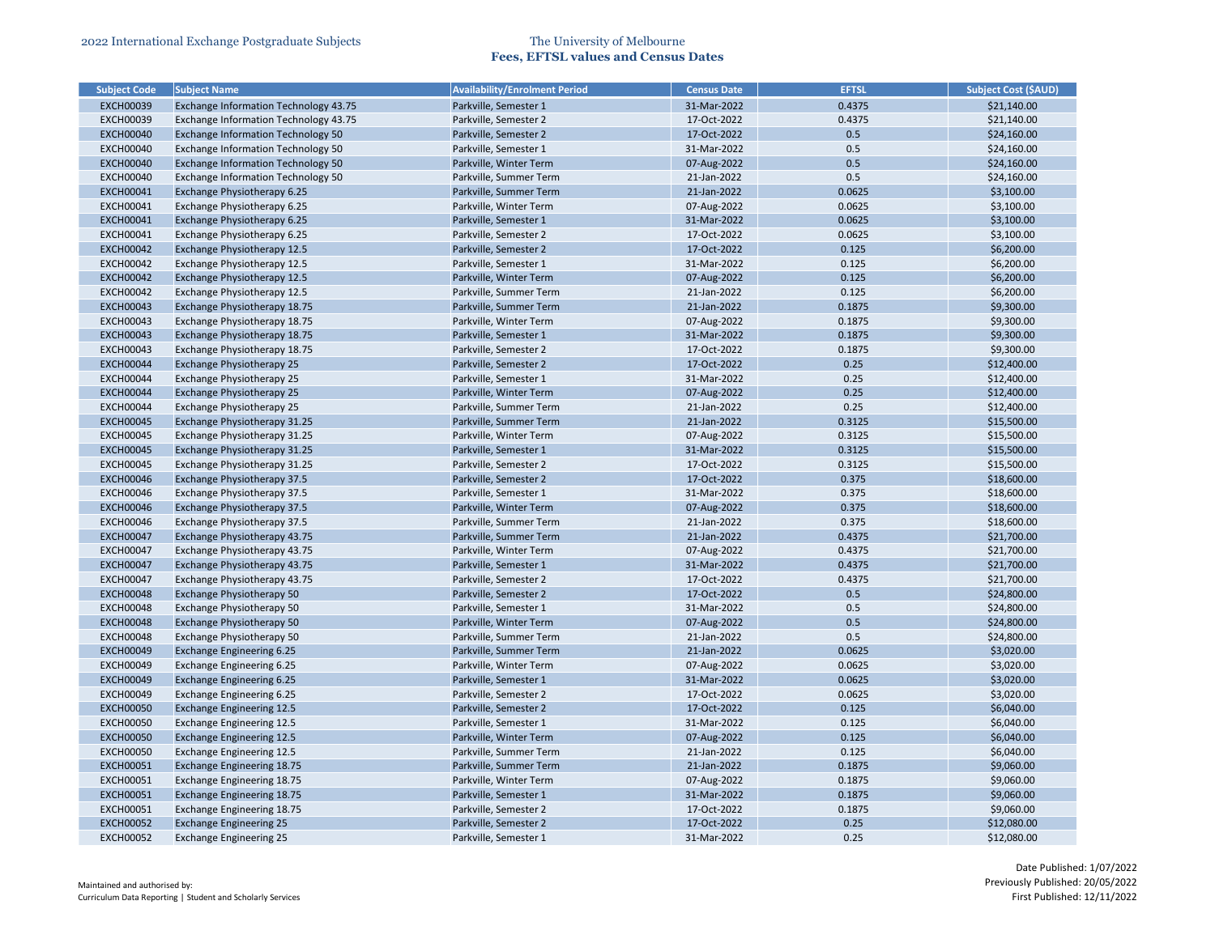| Subject Code | Subject Name | Availability/Enrolment Period | Census Date | EFTSL | Subject Cost ($AUD) |
|---|---|---|---|---|---|
| EXCH00039 | Exchange Information Technology 43.75 | Parkville, Semester 1 | 31-Mar-2022 | 0.4375 | $21,140.00 |
| EXCH00039 | Exchange Information Technology 43.75 | Parkville, Semester 2 | 17-Oct-2022 | 0.4375 | $21,140.00 |
| EXCH00040 | Exchange Information Technology 50 | Parkville, Semester 2 | 17-Oct-2022 | 0.5 | $24,160.00 |
| EXCH00040 | Exchange Information Technology 50 | Parkville, Semester 1 | 31-Mar-2022 | 0.5 | $24,160.00 |
| EXCH00040 | Exchange Information Technology 50 | Parkville, Winter Term | 07-Aug-2022 | 0.5 | $24,160.00 |
| EXCH00040 | Exchange Information Technology 50 | Parkville, Summer Term | 21-Jan-2022 | 0.5 | $24,160.00 |
| EXCH00041 | Exchange Physiotherapy 6.25 | Parkville, Summer Term | 21-Jan-2022 | 0.0625 | $3,100.00 |
| EXCH00041 | Exchange Physiotherapy 6.25 | Parkville, Winter Term | 07-Aug-2022 | 0.0625 | $3,100.00 |
| EXCH00041 | Exchange Physiotherapy 6.25 | Parkville, Semester 1 | 31-Mar-2022 | 0.0625 | $3,100.00 |
| EXCH00041 | Exchange Physiotherapy 6.25 | Parkville, Semester 2 | 17-Oct-2022 | 0.0625 | $3,100.00 |
| EXCH00042 | Exchange Physiotherapy 12.5 | Parkville, Semester 2 | 17-Oct-2022 | 0.125 | $6,200.00 |
| EXCH00042 | Exchange Physiotherapy 12.5 | Parkville, Semester 1 | 31-Mar-2022 | 0.125 | $6,200.00 |
| EXCH00042 | Exchange Physiotherapy 12.5 | Parkville, Winter Term | 07-Aug-2022 | 0.125 | $6,200.00 |
| EXCH00042 | Exchange Physiotherapy 12.5 | Parkville, Summer Term | 21-Jan-2022 | 0.125 | $6,200.00 |
| EXCH00043 | Exchange Physiotherapy 18.75 | Parkville, Summer Term | 21-Jan-2022 | 0.1875 | $9,300.00 |
| EXCH00043 | Exchange Physiotherapy 18.75 | Parkville, Winter Term | 07-Aug-2022 | 0.1875 | $9,300.00 |
| EXCH00043 | Exchange Physiotherapy 18.75 | Parkville, Semester 1 | 31-Mar-2022 | 0.1875 | $9,300.00 |
| EXCH00043 | Exchange Physiotherapy 18.75 | Parkville, Semester 2 | 17-Oct-2022 | 0.1875 | $9,300.00 |
| EXCH00044 | Exchange Physiotherapy 25 | Parkville, Semester 2 | 17-Oct-2022 | 0.25 | $12,400.00 |
| EXCH00044 | Exchange Physiotherapy 25 | Parkville, Semester 1 | 31-Mar-2022 | 0.25 | $12,400.00 |
| EXCH00044 | Exchange Physiotherapy 25 | Parkville, Winter Term | 07-Aug-2022 | 0.25 | $12,400.00 |
| EXCH00044 | Exchange Physiotherapy 25 | Parkville, Summer Term | 21-Jan-2022 | 0.25 | $12,400.00 |
| EXCH00045 | Exchange Physiotherapy 31.25 | Parkville, Summer Term | 21-Jan-2022 | 0.3125 | $15,500.00 |
| EXCH00045 | Exchange Physiotherapy 31.25 | Parkville, Winter Term | 07-Aug-2022 | 0.3125 | $15,500.00 |
| EXCH00045 | Exchange Physiotherapy 31.25 | Parkville, Semester 1 | 31-Mar-2022 | 0.3125 | $15,500.00 |
| EXCH00045 | Exchange Physiotherapy 31.25 | Parkville, Semester 2 | 17-Oct-2022 | 0.3125 | $15,500.00 |
| EXCH00046 | Exchange Physiotherapy 37.5 | Parkville, Semester 2 | 17-Oct-2022 | 0.375 | $18,600.00 |
| EXCH00046 | Exchange Physiotherapy 37.5 | Parkville, Semester 1 | 31-Mar-2022 | 0.375 | $18,600.00 |
| EXCH00046 | Exchange Physiotherapy 37.5 | Parkville, Winter Term | 07-Aug-2022 | 0.375 | $18,600.00 |
| EXCH00046 | Exchange Physiotherapy 37.5 | Parkville, Summer Term | 21-Jan-2022 | 0.375 | $18,600.00 |
| EXCH00047 | Exchange Physiotherapy 43.75 | Parkville, Summer Term | 21-Jan-2022 | 0.4375 | $21,700.00 |
| EXCH00047 | Exchange Physiotherapy 43.75 | Parkville, Winter Term | 07-Aug-2022 | 0.4375 | $21,700.00 |
| EXCH00047 | Exchange Physiotherapy 43.75 | Parkville, Semester 1 | 31-Mar-2022 | 0.4375 | $21,700.00 |
| EXCH00047 | Exchange Physiotherapy 43.75 | Parkville, Semester 2 | 17-Oct-2022 | 0.4375 | $21,700.00 |
| EXCH00048 | Exchange Physiotherapy 50 | Parkville, Semester 2 | 17-Oct-2022 | 0.5 | $24,800.00 |
| EXCH00048 | Exchange Physiotherapy 50 | Parkville, Semester 1 | 31-Mar-2022 | 0.5 | $24,800.00 |
| EXCH00048 | Exchange Physiotherapy 50 | Parkville, Winter Term | 07-Aug-2022 | 0.5 | $24,800.00 |
| EXCH00048 | Exchange Physiotherapy 50 | Parkville, Summer Term | 21-Jan-2022 | 0.5 | $24,800.00 |
| EXCH00049 | Exchange Engineering 6.25 | Parkville, Summer Term | 21-Jan-2022 | 0.0625 | $3,020.00 |
| EXCH00049 | Exchange Engineering 6.25 | Parkville, Winter Term | 07-Aug-2022 | 0.0625 | $3,020.00 |
| EXCH00049 | Exchange Engineering 6.25 | Parkville, Semester 1 | 31-Mar-2022 | 0.0625 | $3,020.00 |
| EXCH00049 | Exchange Engineering 6.25 | Parkville, Semester 2 | 17-Oct-2022 | 0.0625 | $3,020.00 |
| EXCH00050 | Exchange Engineering 12.5 | Parkville, Semester 2 | 17-Oct-2022 | 0.125 | $6,040.00 |
| EXCH00050 | Exchange Engineering 12.5 | Parkville, Semester 1 | 31-Mar-2022 | 0.125 | $6,040.00 |
| EXCH00050 | Exchange Engineering 12.5 | Parkville, Winter Term | 07-Aug-2022 | 0.125 | $6,040.00 |
| EXCH00050 | Exchange Engineering 12.5 | Parkville, Summer Term | 21-Jan-2022 | 0.125 | $6,040.00 |
| EXCH00051 | Exchange Engineering 18.75 | Parkville, Summer Term | 21-Jan-2022 | 0.1875 | $9,060.00 |
| EXCH00051 | Exchange Engineering 18.75 | Parkville, Winter Term | 07-Aug-2022 | 0.1875 | $9,060.00 |
| EXCH00051 | Exchange Engineering 18.75 | Parkville, Semester 1 | 31-Mar-2022 | 0.1875 | $9,060.00 |
| EXCH00051 | Exchange Engineering 18.75 | Parkville, Semester 2 | 17-Oct-2022 | 0.1875 | $9,060.00 |
| EXCH00052 | Exchange Engineering 25 | Parkville, Semester 2 | 17-Oct-2022 | 0.25 | $12,080.00 |
| EXCH00052 | Exchange Engineering 25 | Parkville, Semester 1 | 31-Mar-2022 | 0.25 | $12,080.00 |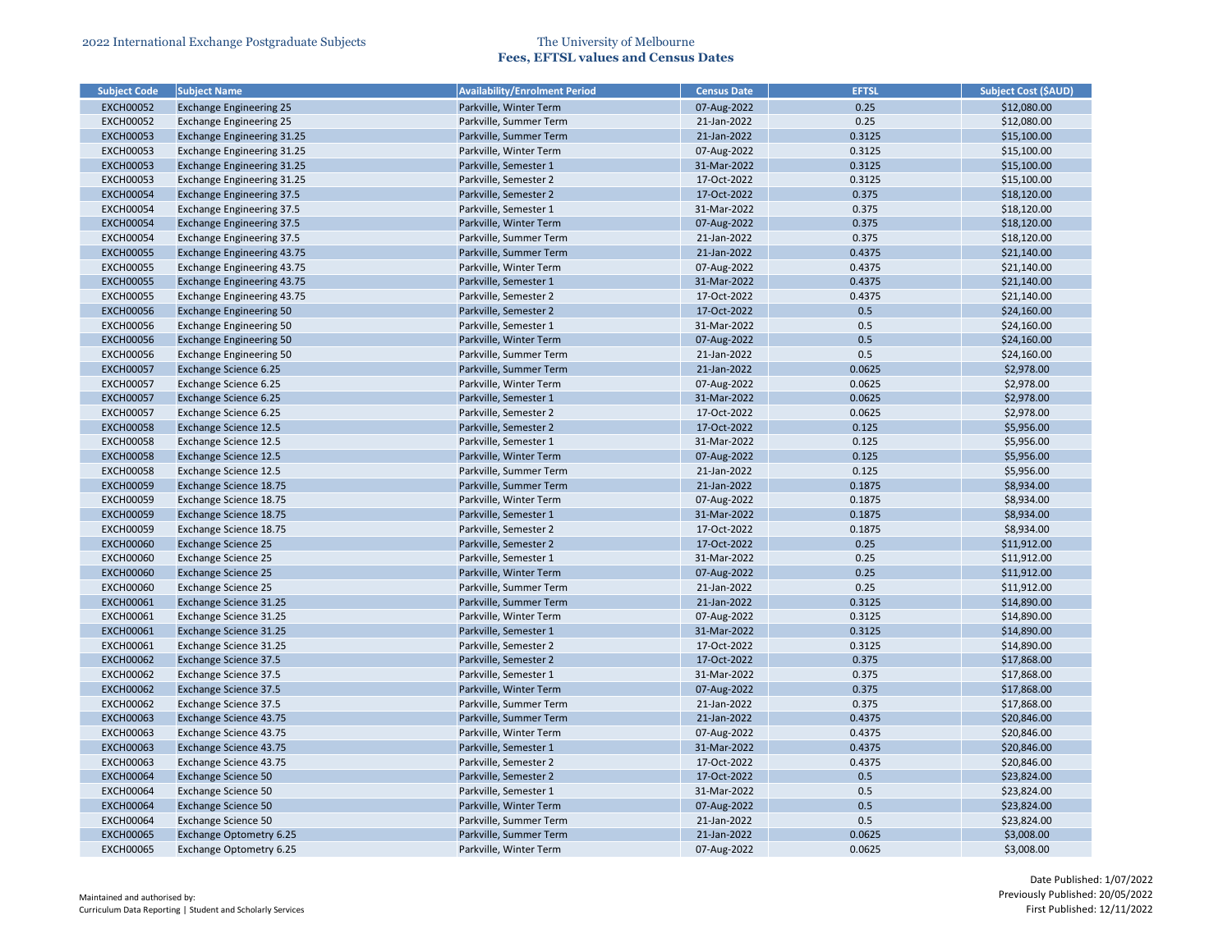| Subject Code | Subject Name | Availability/Enrolment Period | Census Date | EFTSL | Subject Cost ($AUD) |
|---|---|---|---|---|---|
| EXCH00052 | Exchange Engineering 25 | Parkville, Winter Term | 07-Aug-2022 | 0.25 | $12,080.00 |
| EXCH00052 | Exchange Engineering 25 | Parkville, Summer Term | 21-Jan-2022 | 0.25 | $12,080.00 |
| EXCH00053 | Exchange Engineering 31.25 | Parkville, Summer Term | 21-Jan-2022 | 0.3125 | $15,100.00 |
| EXCH00053 | Exchange Engineering 31.25 | Parkville, Winter Term | 07-Aug-2022 | 0.3125 | $15,100.00 |
| EXCH00053 | Exchange Engineering 31.25 | Parkville, Semester 1 | 31-Mar-2022 | 0.3125 | $15,100.00 |
| EXCH00053 | Exchange Engineering 31.25 | Parkville, Semester 2 | 17-Oct-2022 | 0.3125 | $15,100.00 |
| EXCH00054 | Exchange Engineering 37.5 | Parkville, Semester 2 | 17-Oct-2022 | 0.375 | $18,120.00 |
| EXCH00054 | Exchange Engineering 37.5 | Parkville, Semester 1 | 31-Mar-2022 | 0.375 | $18,120.00 |
| EXCH00054 | Exchange Engineering 37.5 | Parkville, Winter Term | 07-Aug-2022 | 0.375 | $18,120.00 |
| EXCH00054 | Exchange Engineering 37.5 | Parkville, Summer Term | 21-Jan-2022 | 0.375 | $18,120.00 |
| EXCH00055 | Exchange Engineering 43.75 | Parkville, Summer Term | 21-Jan-2022 | 0.4375 | $21,140.00 |
| EXCH00055 | Exchange Engineering 43.75 | Parkville, Winter Term | 07-Aug-2022 | 0.4375 | $21,140.00 |
| EXCH00055 | Exchange Engineering 43.75 | Parkville, Semester 1 | 31-Mar-2022 | 0.4375 | $21,140.00 |
| EXCH00055 | Exchange Engineering 43.75 | Parkville, Semester 2 | 17-Oct-2022 | 0.4375 | $21,140.00 |
| EXCH00056 | Exchange Engineering 50 | Parkville, Semester 2 | 17-Oct-2022 | 0.5 | $24,160.00 |
| EXCH00056 | Exchange Engineering 50 | Parkville, Semester 1 | 31-Mar-2022 | 0.5 | $24,160.00 |
| EXCH00056 | Exchange Engineering 50 | Parkville, Winter Term | 07-Aug-2022 | 0.5 | $24,160.00 |
| EXCH00056 | Exchange Engineering 50 | Parkville, Summer Term | 21-Jan-2022 | 0.5 | $24,160.00 |
| EXCH00057 | Exchange Science 6.25 | Parkville, Summer Term | 21-Jan-2022 | 0.0625 | $2,978.00 |
| EXCH00057 | Exchange Science 6.25 | Parkville, Winter Term | 07-Aug-2022 | 0.0625 | $2,978.00 |
| EXCH00057 | Exchange Science 6.25 | Parkville, Semester 1 | 31-Mar-2022 | 0.0625 | $2,978.00 |
| EXCH00057 | Exchange Science 6.25 | Parkville, Semester 2 | 17-Oct-2022 | 0.0625 | $2,978.00 |
| EXCH00058 | Exchange Science 12.5 | Parkville, Semester 2 | 17-Oct-2022 | 0.125 | $5,956.00 |
| EXCH00058 | Exchange Science 12.5 | Parkville, Semester 1 | 31-Mar-2022 | 0.125 | $5,956.00 |
| EXCH00058 | Exchange Science 12.5 | Parkville, Winter Term | 07-Aug-2022 | 0.125 | $5,956.00 |
| EXCH00058 | Exchange Science 12.5 | Parkville, Summer Term | 21-Jan-2022 | 0.125 | $5,956.00 |
| EXCH00059 | Exchange Science 18.75 | Parkville, Summer Term | 21-Jan-2022 | 0.1875 | $8,934.00 |
| EXCH00059 | Exchange Science 18.75 | Parkville, Winter Term | 07-Aug-2022 | 0.1875 | $8,934.00 |
| EXCH00059 | Exchange Science 18.75 | Parkville, Semester 1 | 31-Mar-2022 | 0.1875 | $8,934.00 |
| EXCH00059 | Exchange Science 18.75 | Parkville, Semester 2 | 17-Oct-2022 | 0.1875 | $8,934.00 |
| EXCH00060 | Exchange Science 25 | Parkville, Semester 2 | 17-Oct-2022 | 0.25 | $11,912.00 |
| EXCH00060 | Exchange Science 25 | Parkville, Semester 1 | 31-Mar-2022 | 0.25 | $11,912.00 |
| EXCH00060 | Exchange Science 25 | Parkville, Winter Term | 07-Aug-2022 | 0.25 | $11,912.00 |
| EXCH00060 | Exchange Science 25 | Parkville, Summer Term | 21-Jan-2022 | 0.25 | $11,912.00 |
| EXCH00061 | Exchange Science 31.25 | Parkville, Summer Term | 21-Jan-2022 | 0.3125 | $14,890.00 |
| EXCH00061 | Exchange Science 31.25 | Parkville, Winter Term | 07-Aug-2022 | 0.3125 | $14,890.00 |
| EXCH00061 | Exchange Science 31.25 | Parkville, Semester 1 | 31-Mar-2022 | 0.3125 | $14,890.00 |
| EXCH00061 | Exchange Science 31.25 | Parkville, Semester 2 | 17-Oct-2022 | 0.3125 | $14,890.00 |
| EXCH00062 | Exchange Science 37.5 | Parkville, Semester 2 | 17-Oct-2022 | 0.375 | $17,868.00 |
| EXCH00062 | Exchange Science 37.5 | Parkville, Semester 1 | 31-Mar-2022 | 0.375 | $17,868.00 |
| EXCH00062 | Exchange Science 37.5 | Parkville, Winter Term | 07-Aug-2022 | 0.375 | $17,868.00 |
| EXCH00062 | Exchange Science 37.5 | Parkville, Summer Term | 21-Jan-2022 | 0.375 | $17,868.00 |
| EXCH00063 | Exchange Science 43.75 | Parkville, Summer Term | 21-Jan-2022 | 0.4375 | $20,846.00 |
| EXCH00063 | Exchange Science 43.75 | Parkville, Winter Term | 07-Aug-2022 | 0.4375 | $20,846.00 |
| EXCH00063 | Exchange Science 43.75 | Parkville, Semester 1 | 31-Mar-2022 | 0.4375 | $20,846.00 |
| EXCH00063 | Exchange Science 43.75 | Parkville, Semester 2 | 17-Oct-2022 | 0.4375 | $20,846.00 |
| EXCH00064 | Exchange Science 50 | Parkville, Semester 2 | 17-Oct-2022 | 0.5 | $23,824.00 |
| EXCH00064 | Exchange Science 50 | Parkville, Semester 1 | 31-Mar-2022 | 0.5 | $23,824.00 |
| EXCH00064 | Exchange Science 50 | Parkville, Winter Term | 07-Aug-2022 | 0.5 | $23,824.00 |
| EXCH00064 | Exchange Science 50 | Parkville, Summer Term | 21-Jan-2022 | 0.5 | $23,824.00 |
| EXCH00065 | Exchange Optometry 6.25 | Parkville, Summer Term | 21-Jan-2022 | 0.0625 | $3,008.00 |
| EXCH00065 | Exchange Optometry 6.25 | Parkville, Winter Term | 07-Aug-2022 | 0.0625 | $3,008.00 |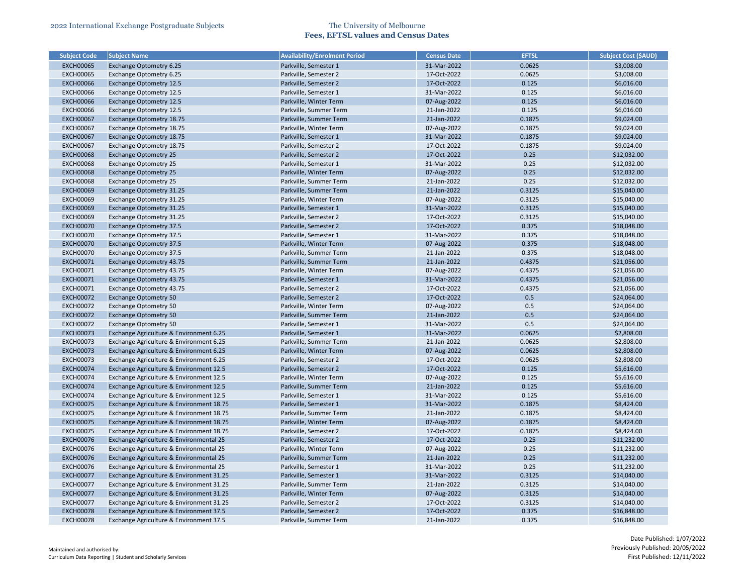2022 International Exchange Postgraduate Subjects

The University of Melbourne
**Fees, EFTSL values and Census Dates**

| Subject Code | Subject Name | Availability/Enrolment Period | Census Date | EFTSL | Subject Cost ($AUD) |
|---|---|---|---|---|---|
| EXCH00065 | Exchange Optometry 6.25 | Parkville, Semester 1 | 31-Mar-2022 | 0.0625 | $3,008.00 |
| EXCH00065 | Exchange Optometry 6.25 | Parkville, Semester 2 | 17-Oct-2022 | 0.0625 | $3,008.00 |
| EXCH00066 | Exchange Optometry 12.5 | Parkville, Semester 2 | 17-Oct-2022 | 0.125 | $6,016.00 |
| EXCH00066 | Exchange Optometry 12.5 | Parkville, Semester 1 | 31-Mar-2022 | 0.125 | $6,016.00 |
| EXCH00066 | Exchange Optometry 12.5 | Parkville, Winter Term | 07-Aug-2022 | 0.125 | $6,016.00 |
| EXCH00066 | Exchange Optometry 12.5 | Parkville, Summer Term | 21-Jan-2022 | 0.125 | $6,016.00 |
| EXCH00067 | Exchange Optometry 18.75 | Parkville, Summer Term | 21-Jan-2022 | 0.1875 | $9,024.00 |
| EXCH00067 | Exchange Optometry 18.75 | Parkville, Winter Term | 07-Aug-2022 | 0.1875 | $9,024.00 |
| EXCH00067 | Exchange Optometry 18.75 | Parkville, Semester 1 | 31-Mar-2022 | 0.1875 | $9,024.00 |
| EXCH00067 | Exchange Optometry 18.75 | Parkville, Semester 2 | 17-Oct-2022 | 0.1875 | $9,024.00 |
| EXCH00068 | Exchange Optometry 25 | Parkville, Semester 2 | 17-Oct-2022 | 0.25 | $12,032.00 |
| EXCH00068 | Exchange Optometry 25 | Parkville, Semester 1 | 31-Mar-2022 | 0.25 | $12,032.00 |
| EXCH00068 | Exchange Optometry 25 | Parkville, Winter Term | 07-Aug-2022 | 0.25 | $12,032.00 |
| EXCH00068 | Exchange Optometry 25 | Parkville, Summer Term | 21-Jan-2022 | 0.25 | $12,032.00 |
| EXCH00069 | Exchange Optometry 31.25 | Parkville, Summer Term | 21-Jan-2022 | 0.3125 | $15,040.00 |
| EXCH00069 | Exchange Optometry 31.25 | Parkville, Winter Term | 07-Aug-2022 | 0.3125 | $15,040.00 |
| EXCH00069 | Exchange Optometry 31.25 | Parkville, Semester 1 | 31-Mar-2022 | 0.3125 | $15,040.00 |
| EXCH00069 | Exchange Optometry 31.25 | Parkville, Semester 2 | 17-Oct-2022 | 0.3125 | $15,040.00 |
| EXCH00070 | Exchange Optometry 37.5 | Parkville, Semester 2 | 17-Oct-2022 | 0.375 | $18,048.00 |
| EXCH00070 | Exchange Optometry 37.5 | Parkville, Semester 1 | 31-Mar-2022 | 0.375 | $18,048.00 |
| EXCH00070 | Exchange Optometry 37.5 | Parkville, Winter Term | 07-Aug-2022 | 0.375 | $18,048.00 |
| EXCH00070 | Exchange Optometry 37.5 | Parkville, Summer Term | 21-Jan-2022 | 0.375 | $18,048.00 |
| EXCH00071 | Exchange Optometry 43.75 | Parkville, Summer Term | 21-Jan-2022 | 0.4375 | $21,056.00 |
| EXCH00071 | Exchange Optometry 43.75 | Parkville, Winter Term | 07-Aug-2022 | 0.4375 | $21,056.00 |
| EXCH00071 | Exchange Optometry 43.75 | Parkville, Semester 1 | 31-Mar-2022 | 0.4375 | $21,056.00 |
| EXCH00071 | Exchange Optometry 43.75 | Parkville, Semester 2 | 17-Oct-2022 | 0.4375 | $21,056.00 |
| EXCH00072 | Exchange Optometry 50 | Parkville, Semester 2 | 17-Oct-2022 | 0.5 | $24,064.00 |
| EXCH00072 | Exchange Optometry 50 | Parkville, Winter Term | 07-Aug-2022 | 0.5 | $24,064.00 |
| EXCH00072 | Exchange Optometry 50 | Parkville, Summer Term | 21-Jan-2022 | 0.5 | $24,064.00 |
| EXCH00072 | Exchange Optometry 50 | Parkville, Semester 1 | 31-Mar-2022 | 0.5 | $24,064.00 |
| EXCH00073 | Exchange Agriculture & Environment 6.25 | Parkville, Semester 1 | 31-Mar-2022 | 0.0625 | $2,808.00 |
| EXCH00073 | Exchange Agriculture & Environment 6.25 | Parkville, Summer Term | 21-Jan-2022 | 0.0625 | $2,808.00 |
| EXCH00073 | Exchange Agriculture & Environment 6.25 | Parkville, Winter Term | 07-Aug-2022 | 0.0625 | $2,808.00 |
| EXCH00073 | Exchange Agriculture & Environment 6.25 | Parkville, Semester 2 | 17-Oct-2022 | 0.0625 | $2,808.00 |
| EXCH00074 | Exchange Agriculture & Environment 12.5 | Parkville, Semester 2 | 17-Oct-2022 | 0.125 | $5,616.00 |
| EXCH00074 | Exchange Agriculture & Environment 12.5 | Parkville, Winter Term | 07-Aug-2022 | 0.125 | $5,616.00 |
| EXCH00074 | Exchange Agriculture & Environment 12.5 | Parkville, Summer Term | 21-Jan-2022 | 0.125 | $5,616.00 |
| EXCH00074 | Exchange Agriculture & Environment 12.5 | Parkville, Semester 1 | 31-Mar-2022 | 0.125 | $5,616.00 |
| EXCH00075 | Exchange Agriculture & Environment 18.75 | Parkville, Semester 1 | 31-Mar-2022 | 0.1875 | $8,424.00 |
| EXCH00075 | Exchange Agriculture & Environment 18.75 | Parkville, Summer Term | 21-Jan-2022 | 0.1875 | $8,424.00 |
| EXCH00075 | Exchange Agriculture & Environment 18.75 | Parkville, Winter Term | 07-Aug-2022 | 0.1875 | $8,424.00 |
| EXCH00075 | Exchange Agriculture & Environment 18.75 | Parkville, Semester 2 | 17-Oct-2022 | 0.1875 | $8,424.00 |
| EXCH00076 | Exchange Agriculture & Environmental 25 | Parkville, Semester 2 | 17-Oct-2022 | 0.25 | $11,232.00 |
| EXCH00076 | Exchange Agriculture & Environmental 25 | Parkville, Winter Term | 07-Aug-2022 | 0.25 | $11,232.00 |
| EXCH00076 | Exchange Agriculture & Environmental 25 | Parkville, Summer Term | 21-Jan-2022 | 0.25 | $11,232.00 |
| EXCH00076 | Exchange Agriculture & Environmental 25 | Parkville, Semester 1 | 31-Mar-2022 | 0.25 | $11,232.00 |
| EXCH00077 | Exchange Agriculture & Environment 31.25 | Parkville, Semester 1 | 31-Mar-2022 | 0.3125 | $14,040.00 |
| EXCH00077 | Exchange Agriculture & Environment 31.25 | Parkville, Summer Term | 21-Jan-2022 | 0.3125 | $14,040.00 |
| EXCH00077 | Exchange Agriculture & Environment 31.25 | Parkville, Winter Term | 07-Aug-2022 | 0.3125 | $14,040.00 |
| EXCH00077 | Exchange Agriculture & Environment 31.25 | Parkville, Semester 2 | 17-Oct-2022 | 0.3125 | $14,040.00 |
| EXCH00078 | Exchange Agriculture & Environment 37.5 | Parkville, Semester 2 | 17-Oct-2022 | 0.375 | $16,848.00 |
| EXCH00078 | Exchange Agriculture & Environment 37.5 | Parkville, Summer Term | 21-Jan-2022 | 0.375 | $16,848.00 |

Maintained and authorised by:
Curriculum Data Reporting | Student and Scholarly Services

Date Published: 1/07/2022
Previously Published: 20/05/2022
First Published: 12/11/2022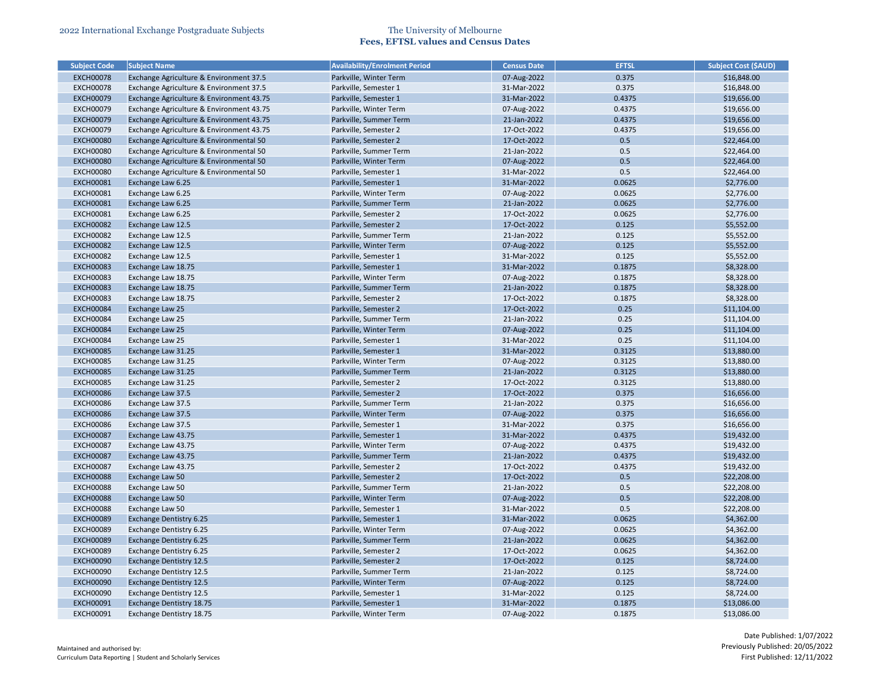## 2022 International Exchange Postgraduate Subjects

## The University of Melbourne
### Fees, EFTSL values and Census Dates

| Subject Code | Subject Name | Availability/Enrolment Period | Census Date | EFTSL | Subject Cost ($AUD) |
|---|---|---|---|---|---|
| EXCH00078 | Exchange Agriculture & Environment 37.5 | Parkville, Winter Term | 07-Aug-2022 | 0.375 | $16,848.00 |
| EXCH00078 | Exchange Agriculture & Environment 37.5 | Parkville, Semester 1 | 31-Mar-2022 | 0.375 | $16,848.00 |
| EXCH00079 | Exchange Agriculture & Environment 43.75 | Parkville, Semester 1 | 31-Mar-2022 | 0.4375 | $19,656.00 |
| EXCH00079 | Exchange Agriculture & Environment 43.75 | Parkville, Winter Term | 07-Aug-2022 | 0.4375 | $19,656.00 |
| EXCH00079 | Exchange Agriculture & Environment 43.75 | Parkville, Summer Term | 21-Jan-2022 | 0.4375 | $19,656.00 |
| EXCH00079 | Exchange Agriculture & Environment 43.75 | Parkville, Semester 2 | 17-Oct-2022 | 0.4375 | $19,656.00 |
| EXCH00080 | Exchange Agriculture & Environmental 50 | Parkville, Semester 2 | 17-Oct-2022 | 0.5 | $22,464.00 |
| EXCH00080 | Exchange Agriculture & Environmental 50 | Parkville, Summer Term | 21-Jan-2022 | 0.5 | $22,464.00 |
| EXCH00080 | Exchange Agriculture & Environmental 50 | Parkville, Winter Term | 07-Aug-2022 | 0.5 | $22,464.00 |
| EXCH00080 | Exchange Agriculture & Environmental 50 | Parkville, Semester 1 | 31-Mar-2022 | 0.5 | $22,464.00 |
| EXCH00081 | Exchange Law 6.25 | Parkville, Semester 1 | 31-Mar-2022 | 0.0625 | $2,776.00 |
| EXCH00081 | Exchange Law 6.25 | Parkville, Winter Term | 07-Aug-2022 | 0.0625 | $2,776.00 |
| EXCH00081 | Exchange Law 6.25 | Parkville, Summer Term | 21-Jan-2022 | 0.0625 | $2,776.00 |
| EXCH00081 | Exchange Law 6.25 | Parkville, Semester 2 | 17-Oct-2022 | 0.0625 | $2,776.00 |
| EXCH00082 | Exchange Law 12.5 | Parkville, Semester 2 | 17-Oct-2022 | 0.125 | $5,552.00 |
| EXCH00082 | Exchange Law 12.5 | Parkville, Summer Term | 21-Jan-2022 | 0.125 | $5,552.00 |
| EXCH00082 | Exchange Law 12.5 | Parkville, Winter Term | 07-Aug-2022 | 0.125 | $5,552.00 |
| EXCH00082 | Exchange Law 12.5 | Parkville, Semester 1 | 31-Mar-2022 | 0.125 | $5,552.00 |
| EXCH00083 | Exchange Law 18.75 | Parkville, Semester 1 | 31-Mar-2022 | 0.1875 | $8,328.00 |
| EXCH00083 | Exchange Law 18.75 | Parkville, Winter Term | 07-Aug-2022 | 0.1875 | $8,328.00 |
| EXCH00083 | Exchange Law 18.75 | Parkville, Summer Term | 21-Jan-2022 | 0.1875 | $8,328.00 |
| EXCH00083 | Exchange Law 18.75 | Parkville, Semester 2 | 17-Oct-2022 | 0.1875 | $8,328.00 |
| EXCH00084 | Exchange Law 25 | Parkville, Semester 2 | 17-Oct-2022 | 0.25 | $11,104.00 |
| EXCH00084 | Exchange Law 25 | Parkville, Summer Term | 21-Jan-2022 | 0.25 | $11,104.00 |
| EXCH00084 | Exchange Law 25 | Parkville, Winter Term | 07-Aug-2022 | 0.25 | $11,104.00 |
| EXCH00084 | Exchange Law 25 | Parkville, Semester 1 | 31-Mar-2022 | 0.25 | $11,104.00 |
| EXCH00085 | Exchange Law 31.25 | Parkville, Semester 1 | 31-Mar-2022 | 0.3125 | $13,880.00 |
| EXCH00085 | Exchange Law 31.25 | Parkville, Winter Term | 07-Aug-2022 | 0.3125 | $13,880.00 |
| EXCH00085 | Exchange Law 31.25 | Parkville, Summer Term | 21-Jan-2022 | 0.3125 | $13,880.00 |
| EXCH00085 | Exchange Law 31.25 | Parkville, Semester 2 | 17-Oct-2022 | 0.3125 | $13,880.00 |
| EXCH00086 | Exchange Law 37.5 | Parkville, Semester 2 | 17-Oct-2022 | 0.375 | $16,656.00 |
| EXCH00086 | Exchange Law 37.5 | Parkville, Summer Term | 21-Jan-2022 | 0.375 | $16,656.00 |
| EXCH00086 | Exchange Law 37.5 | Parkville, Winter Term | 07-Aug-2022 | 0.375 | $16,656.00 |
| EXCH00086 | Exchange Law 37.5 | Parkville, Semester 1 | 31-Mar-2022 | 0.375 | $16,656.00 |
| EXCH00087 | Exchange Law 43.75 | Parkville, Semester 1 | 31-Mar-2022 | 0.4375 | $19,432.00 |
| EXCH00087 | Exchange Law 43.75 | Parkville, Winter Term | 07-Aug-2022 | 0.4375 | $19,432.00 |
| EXCH00087 | Exchange Law 43.75 | Parkville, Summer Term | 21-Jan-2022 | 0.4375 | $19,432.00 |
| EXCH00087 | Exchange Law 43.75 | Parkville, Semester 2 | 17-Oct-2022 | 0.4375 | $19,432.00 |
| EXCH00088 | Exchange Law 50 | Parkville, Semester 2 | 17-Oct-2022 | 0.5 | $22,208.00 |
| EXCH00088 | Exchange Law 50 | Parkville, Summer Term | 21-Jan-2022 | 0.5 | $22,208.00 |
| EXCH00088 | Exchange Law 50 | Parkville, Winter Term | 07-Aug-2022 | 0.5 | $22,208.00 |
| EXCH00088 | Exchange Law 50 | Parkville, Semester 1 | 31-Mar-2022 | 0.5 | $22,208.00 |
| EXCH00089 | Exchange Dentistry 6.25 | Parkville, Semester 1 | 31-Mar-2022 | 0.0625 | $4,362.00 |
| EXCH00089 | Exchange Dentistry 6.25 | Parkville, Winter Term | 07-Aug-2022 | 0.0625 | $4,362.00 |
| EXCH00089 | Exchange Dentistry 6.25 | Parkville, Summer Term | 21-Jan-2022 | 0.0625 | $4,362.00 |
| EXCH00089 | Exchange Dentistry 6.25 | Parkville, Semester 2 | 17-Oct-2022 | 0.0625 | $4,362.00 |
| EXCH00090 | Exchange Dentistry 12.5 | Parkville, Semester 2 | 17-Oct-2022 | 0.125 | $8,724.00 |
| EXCH00090 | Exchange Dentistry 12.5 | Parkville, Summer Term | 21-Jan-2022 | 0.125 | $8,724.00 |
| EXCH00090 | Exchange Dentistry 12.5 | Parkville, Winter Term | 07-Aug-2022 | 0.125 | $8,724.00 |
| EXCH00090 | Exchange Dentistry 12.5 | Parkville, Semester 1 | 31-Mar-2022 | 0.125 | $8,724.00 |
| EXCH00091 | Exchange Dentistry 18.75 | Parkville, Semester 1 | 31-Mar-2022 | 0.1875 | $13,086.00 |
| EXCH00091 | Exchange Dentistry 18.75 | Parkville, Winter Term | 07-Aug-2022 | 0.1875 | $13,086.00 |

Maintained and authorised by:
Curriculum Data Reporting | Student and Scholarly Services

Date Published: 1/07/2022
Previously Published: 20/05/2022
First Published: 12/11/2022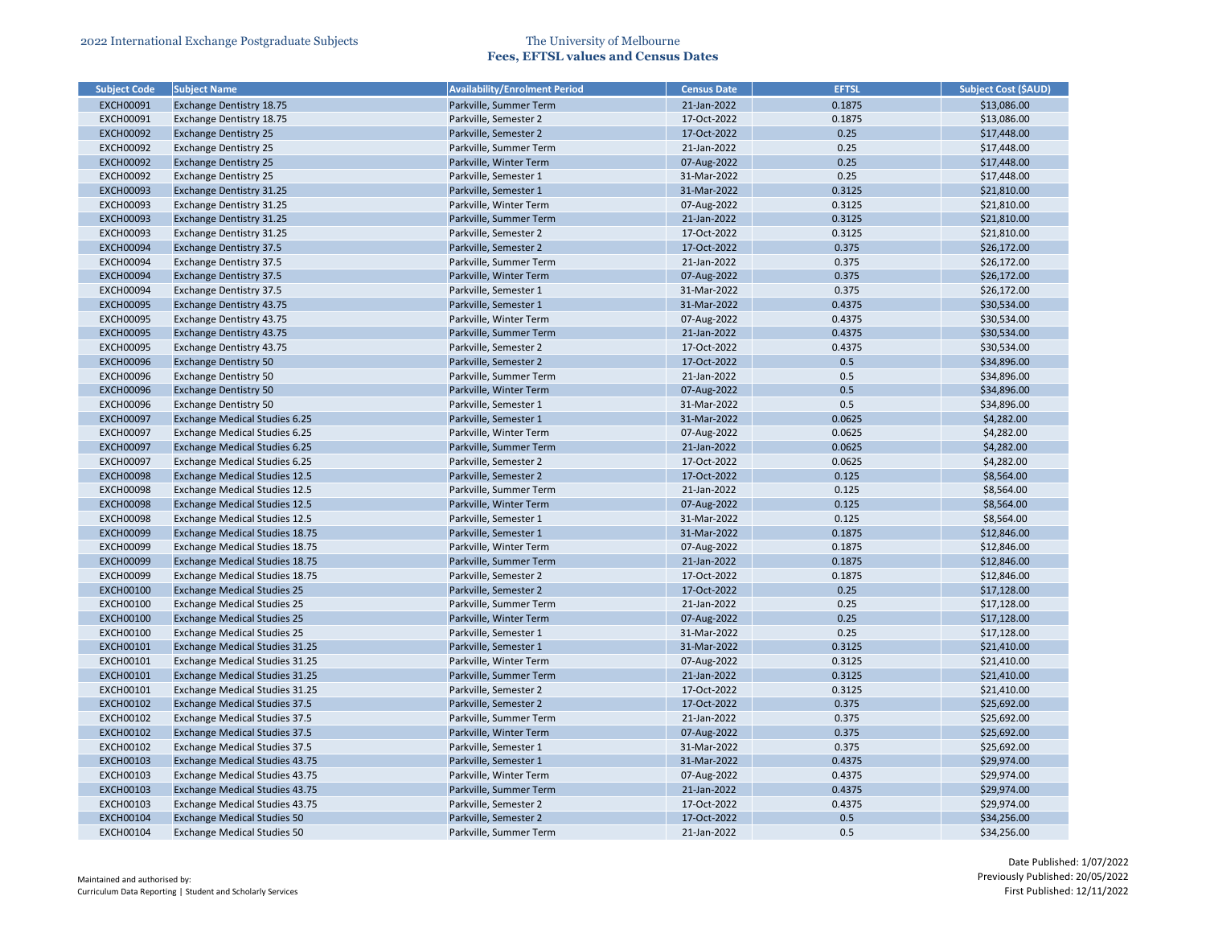2022 International Exchange Postgraduate Subjects

The University of Melbourne
**Fees, EFTSL values and Census Dates**

| Subject Code | Subject Name | Availability/Enrolment Period | Census Date | EFTSL | Subject Cost ($AUD) |
|---|---|---|---|---|---|
| EXCH00091 | Exchange Dentistry 18.75 | Parkville, Summer Term | 21-Jan-2022 | 0.1875 | $13,086.00 |
| EXCH00091 | Exchange Dentistry 18.75 | Parkville, Semester 2 | 17-Oct-2022 | 0.1875 | $13,086.00 |
| EXCH00092 | Exchange Dentistry 25 | Parkville, Semester 2 | 17-Oct-2022 | 0.25 | $17,448.00 |
| EXCH00092 | Exchange Dentistry 25 | Parkville, Summer Term | 21-Jan-2022 | 0.25 | $17,448.00 |
| EXCH00092 | Exchange Dentistry 25 | Parkville, Winter Term | 07-Aug-2022 | 0.25 | $17,448.00 |
| EXCH00092 | Exchange Dentistry 25 | Parkville, Semester 1 | 31-Mar-2022 | 0.25 | $17,448.00 |
| EXCH00093 | Exchange Dentistry 31.25 | Parkville, Semester 1 | 31-Mar-2022 | 0.3125 | $21,810.00 |
| EXCH00093 | Exchange Dentistry 31.25 | Parkville, Winter Term | 07-Aug-2022 | 0.3125 | $21,810.00 |
| EXCH00093 | Exchange Dentistry 31.25 | Parkville, Summer Term | 21-Jan-2022 | 0.3125 | $21,810.00 |
| EXCH00093 | Exchange Dentistry 31.25 | Parkville, Semester 2 | 17-Oct-2022 | 0.3125 | $21,810.00 |
| EXCH00094 | Exchange Dentistry 37.5 | Parkville, Semester 2 | 17-Oct-2022 | 0.375 | $26,172.00 |
| EXCH00094 | Exchange Dentistry 37.5 | Parkville, Summer Term | 21-Jan-2022 | 0.375 | $26,172.00 |
| EXCH00094 | Exchange Dentistry 37.5 | Parkville, Winter Term | 07-Aug-2022 | 0.375 | $26,172.00 |
| EXCH00094 | Exchange Dentistry 37.5 | Parkville, Semester 1 | 31-Mar-2022 | 0.375 | $26,172.00 |
| EXCH00095 | Exchange Dentistry 43.75 | Parkville, Semester 1 | 31-Mar-2022 | 0.4375 | $30,534.00 |
| EXCH00095 | Exchange Dentistry 43.75 | Parkville, Winter Term | 07-Aug-2022 | 0.4375 | $30,534.00 |
| EXCH00095 | Exchange Dentistry 43.75 | Parkville, Summer Term | 21-Jan-2022 | 0.4375 | $30,534.00 |
| EXCH00095 | Exchange Dentistry 43.75 | Parkville, Semester 2 | 17-Oct-2022 | 0.4375 | $30,534.00 |
| EXCH00096 | Exchange Dentistry 50 | Parkville, Semester 2 | 17-Oct-2022 | 0.5 | $34,896.00 |
| EXCH00096 | Exchange Dentistry 50 | Parkville, Summer Term | 21-Jan-2022 | 0.5 | $34,896.00 |
| EXCH00096 | Exchange Dentistry 50 | Parkville, Winter Term | 07-Aug-2022 | 0.5 | $34,896.00 |
| EXCH00096 | Exchange Dentistry 50 | Parkville, Semester 1 | 31-Mar-2022 | 0.5 | $34,896.00 |
| EXCH00097 | Exchange Medical Studies 6.25 | Parkville, Semester 1 | 31-Mar-2022 | 0.0625 | $4,282.00 |
| EXCH00097 | Exchange Medical Studies 6.25 | Parkville, Winter Term | 07-Aug-2022 | 0.0625 | $4,282.00 |
| EXCH00097 | Exchange Medical Studies 6.25 | Parkville, Summer Term | 21-Jan-2022 | 0.0625 | $4,282.00 |
| EXCH00097 | Exchange Medical Studies 6.25 | Parkville, Semester 2 | 17-Oct-2022 | 0.0625 | $4,282.00 |
| EXCH00098 | Exchange Medical Studies 12.5 | Parkville, Semester 2 | 17-Oct-2022 | 0.125 | $8,564.00 |
| EXCH00098 | Exchange Medical Studies 12.5 | Parkville, Summer Term | 21-Jan-2022 | 0.125 | $8,564.00 |
| EXCH00098 | Exchange Medical Studies 12.5 | Parkville, Winter Term | 07-Aug-2022 | 0.125 | $8,564.00 |
| EXCH00098 | Exchange Medical Studies 12.5 | Parkville, Semester 1 | 31-Mar-2022 | 0.125 | $8,564.00 |
| EXCH00099 | Exchange Medical Studies 18.75 | Parkville, Semester 1 | 31-Mar-2022 | 0.1875 | $12,846.00 |
| EXCH00099 | Exchange Medical Studies 18.75 | Parkville, Winter Term | 07-Aug-2022 | 0.1875 | $12,846.00 |
| EXCH00099 | Exchange Medical Studies 18.75 | Parkville, Summer Term | 21-Jan-2022 | 0.1875 | $12,846.00 |
| EXCH00099 | Exchange Medical Studies 18.75 | Parkville, Semester 2 | 17-Oct-2022 | 0.1875 | $12,846.00 |
| EXCH00100 | Exchange Medical Studies 25 | Parkville, Semester 2 | 17-Oct-2022 | 0.25 | $17,128.00 |
| EXCH00100 | Exchange Medical Studies 25 | Parkville, Summer Term | 21-Jan-2022 | 0.25 | $17,128.00 |
| EXCH00100 | Exchange Medical Studies 25 | Parkville, Winter Term | 07-Aug-2022 | 0.25 | $17,128.00 |
| EXCH00100 | Exchange Medical Studies 25 | Parkville, Semester 1 | 31-Mar-2022 | 0.25 | $17,128.00 |
| EXCH00101 | Exchange Medical Studies 31.25 | Parkville, Semester 1 | 31-Mar-2022 | 0.3125 | $21,410.00 |
| EXCH00101 | Exchange Medical Studies 31.25 | Parkville, Winter Term | 07-Aug-2022 | 0.3125 | $21,410.00 |
| EXCH00101 | Exchange Medical Studies 31.25 | Parkville, Summer Term | 21-Jan-2022 | 0.3125 | $21,410.00 |
| EXCH00101 | Exchange Medical Studies 31.25 | Parkville, Semester 2 | 17-Oct-2022 | 0.3125 | $21,410.00 |
| EXCH00102 | Exchange Medical Studies 37.5 | Parkville, Semester 2 | 17-Oct-2022 | 0.375 | $25,692.00 |
| EXCH00102 | Exchange Medical Studies 37.5 | Parkville, Summer Term | 21-Jan-2022 | 0.375 | $25,692.00 |
| EXCH00102 | Exchange Medical Studies 37.5 | Parkville, Winter Term | 07-Aug-2022 | 0.375 | $25,692.00 |
| EXCH00102 | Exchange Medical Studies 37.5 | Parkville, Semester 1 | 31-Mar-2022 | 0.375 | $25,692.00 |
| EXCH00103 | Exchange Medical Studies 43.75 | Parkville, Semester 1 | 31-Mar-2022 | 0.4375 | $29,974.00 |
| EXCH00103 | Exchange Medical Studies 43.75 | Parkville, Winter Term | 07-Aug-2022 | 0.4375 | $29,974.00 |
| EXCH00103 | Exchange Medical Studies 43.75 | Parkville, Summer Term | 21-Jan-2022 | 0.4375 | $29,974.00 |
| EXCH00103 | Exchange Medical Studies 43.75 | Parkville, Semester 2 | 17-Oct-2022 | 0.4375 | $29,974.00 |
| EXCH00104 | Exchange Medical Studies 50 | Parkville, Semester 2 | 17-Oct-2022 | 0.5 | $34,256.00 |
| EXCH00104 | Exchange Medical Studies 50 | Parkville, Summer Term | 21-Jan-2022 | 0.5 | $34,256.00 |

Maintained and authorised by:
Curriculum Data Reporting | Student and Scholarly Services

Date Published: 1/07/2022
Previously Published: 20/05/2022
First Published: 12/11/2022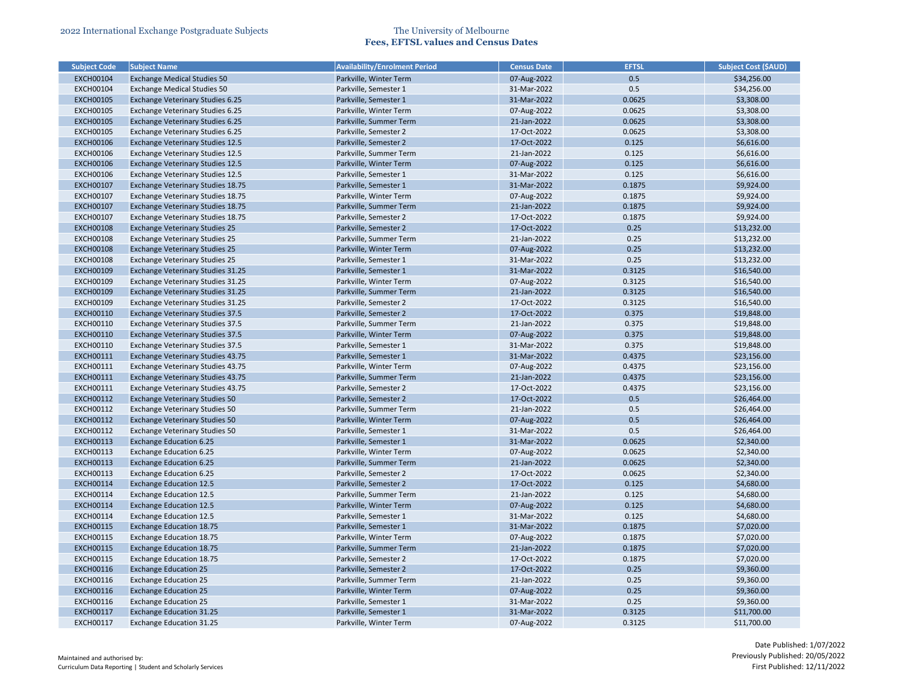2022 International Exchange Postgraduate Subjects

The University of Melbourne
**Fees, EFTSL values and Census Dates**

| Subject Code | Subject Name | Availability/Enrolment Period | Census Date | EFTSL | Subject Cost ($AUD) |
|---|---|---|---|---|---|
| EXCH00104 | Exchange Medical Studies 50 | Parkville, Winter Term | 07-Aug-2022 | 0.5 | $34,256.00 |
| EXCH00104 | Exchange Medical Studies 50 | Parkville, Semester 1 | 31-Mar-2022 | 0.5 | $34,256.00 |
| EXCH00105 | Exchange Veterinary Studies 6.25 | Parkville, Semester 1 | 31-Mar-2022 | 0.0625 | $3,308.00 |
| EXCH00105 | Exchange Veterinary Studies 6.25 | Parkville, Winter Term | 07-Aug-2022 | 0.0625 | $3,308.00 |
| EXCH00105 | Exchange Veterinary Studies 6.25 | Parkville, Summer Term | 21-Jan-2022 | 0.0625 | $3,308.00 |
| EXCH00105 | Exchange Veterinary Studies 6.25 | Parkville, Semester 2 | 17-Oct-2022 | 0.0625 | $3,308.00 |
| EXCH00106 | Exchange Veterinary Studies 12.5 | Parkville, Semester 2 | 17-Oct-2022 | 0.125 | $6,616.00 |
| EXCH00106 | Exchange Veterinary Studies 12.5 | Parkville, Summer Term | 21-Jan-2022 | 0.125 | $6,616.00 |
| EXCH00106 | Exchange Veterinary Studies 12.5 | Parkville, Winter Term | 07-Aug-2022 | 0.125 | $6,616.00 |
| EXCH00106 | Exchange Veterinary Studies 12.5 | Parkville, Semester 1 | 31-Mar-2022 | 0.125 | $6,616.00 |
| EXCH00107 | Exchange Veterinary Studies 18.75 | Parkville, Semester 1 | 31-Mar-2022 | 0.1875 | $9,924.00 |
| EXCH00107 | Exchange Veterinary Studies 18.75 | Parkville, Winter Term | 07-Aug-2022 | 0.1875 | $9,924.00 |
| EXCH00107 | Exchange Veterinary Studies 18.75 | Parkville, Summer Term | 21-Jan-2022 | 0.1875 | $9,924.00 |
| EXCH00107 | Exchange Veterinary Studies 18.75 | Parkville, Semester 2 | 17-Oct-2022 | 0.1875 | $9,924.00 |
| EXCH00108 | Exchange Veterinary Studies 25 | Parkville, Semester 2 | 17-Oct-2022 | 0.25 | $13,232.00 |
| EXCH00108 | Exchange Veterinary Studies 25 | Parkville, Summer Term | 21-Jan-2022 | 0.25 | $13,232.00 |
| EXCH00108 | Exchange Veterinary Studies 25 | Parkville, Winter Term | 07-Aug-2022 | 0.25 | $13,232.00 |
| EXCH00108 | Exchange Veterinary Studies 25 | Parkville, Semester 1 | 31-Mar-2022 | 0.25 | $13,232.00 |
| EXCH00109 | Exchange Veterinary Studies 31.25 | Parkville, Semester 1 | 31-Mar-2022 | 0.3125 | $16,540.00 |
| EXCH00109 | Exchange Veterinary Studies 31.25 | Parkville, Winter Term | 07-Aug-2022 | 0.3125 | $16,540.00 |
| EXCH00109 | Exchange Veterinary Studies 31.25 | Parkville, Summer Term | 21-Jan-2022 | 0.3125 | $16,540.00 |
| EXCH00109 | Exchange Veterinary Studies 31.25 | Parkville, Semester 2 | 17-Oct-2022 | 0.3125 | $16,540.00 |
| EXCH00110 | Exchange Veterinary Studies 37.5 | Parkville, Semester 2 | 17-Oct-2022 | 0.375 | $19,848.00 |
| EXCH00110 | Exchange Veterinary Studies 37.5 | Parkville, Summer Term | 21-Jan-2022 | 0.375 | $19,848.00 |
| EXCH00110 | Exchange Veterinary Studies 37.5 | Parkville, Winter Term | 07-Aug-2022 | 0.375 | $19,848.00 |
| EXCH00110 | Exchange Veterinary Studies 37.5 | Parkville, Semester 1 | 31-Mar-2022 | 0.375 | $19,848.00 |
| EXCH00111 | Exchange Veterinary Studies 43.75 | Parkville, Semester 1 | 31-Mar-2022 | 0.4375 | $23,156.00 |
| EXCH00111 | Exchange Veterinary Studies 43.75 | Parkville, Winter Term | 07-Aug-2022 | 0.4375 | $23,156.00 |
| EXCH00111 | Exchange Veterinary Studies 43.75 | Parkville, Summer Term | 21-Jan-2022 | 0.4375 | $23,156.00 |
| EXCH00111 | Exchange Veterinary Studies 43.75 | Parkville, Semester 2 | 17-Oct-2022 | 0.4375 | $23,156.00 |
| EXCH00112 | Exchange Veterinary Studies 50 | Parkville, Semester 2 | 17-Oct-2022 | 0.5 | $26,464.00 |
| EXCH00112 | Exchange Veterinary Studies 50 | Parkville, Summer Term | 21-Jan-2022 | 0.5 | $26,464.00 |
| EXCH00112 | Exchange Veterinary Studies 50 | Parkville, Winter Term | 07-Aug-2022 | 0.5 | $26,464.00 |
| EXCH00112 | Exchange Veterinary Studies 50 | Parkville, Semester 1 | 31-Mar-2022 | 0.5 | $26,464.00 |
| EXCH00113 | Exchange Education 6.25 | Parkville, Semester 1 | 31-Mar-2022 | 0.0625 | $2,340.00 |
| EXCH00113 | Exchange Education 6.25 | Parkville, Winter Term | 07-Aug-2022 | 0.0625 | $2,340.00 |
| EXCH00113 | Exchange Education 6.25 | Parkville, Summer Term | 21-Jan-2022 | 0.0625 | $2,340.00 |
| EXCH00113 | Exchange Education 6.25 | Parkville, Semester 2 | 17-Oct-2022 | 0.0625 | $2,340.00 |
| EXCH00114 | Exchange Education 12.5 | Parkville, Semester 2 | 17-Oct-2022 | 0.125 | $4,680.00 |
| EXCH00114 | Exchange Education 12.5 | Parkville, Summer Term | 21-Jan-2022 | 0.125 | $4,680.00 |
| EXCH00114 | Exchange Education 12.5 | Parkville, Winter Term | 07-Aug-2022 | 0.125 | $4,680.00 |
| EXCH00114 | Exchange Education 12.5 | Parkville, Semester 1 | 31-Mar-2022 | 0.125 | $4,680.00 |
| EXCH00115 | Exchange Education 18.75 | Parkville, Semester 1 | 31-Mar-2022 | 0.1875 | $7,020.00 |
| EXCH00115 | Exchange Education 18.75 | Parkville, Winter Term | 07-Aug-2022 | 0.1875 | $7,020.00 |
| EXCH00115 | Exchange Education 18.75 | Parkville, Summer Term | 21-Jan-2022 | 0.1875 | $7,020.00 |
| EXCH00115 | Exchange Education 18.75 | Parkville, Semester 2 | 17-Oct-2022 | 0.1875 | $7,020.00 |
| EXCH00116 | Exchange Education 25 | Parkville, Semester 2 | 17-Oct-2022 | 0.25 | $9,360.00 |
| EXCH00116 | Exchange Education 25 | Parkville, Summer Term | 21-Jan-2022 | 0.25 | $9,360.00 |
| EXCH00116 | Exchange Education 25 | Parkville, Winter Term | 07-Aug-2022 | 0.25 | $9,360.00 |
| EXCH00116 | Exchange Education 25 | Parkville, Semester 1 | 31-Mar-2022 | 0.25 | $9,360.00 |
| EXCH00117 | Exchange Education 31.25 | Parkville, Semester 1 | 31-Mar-2022 | 0.3125 | $11,700.00 |
| EXCH00117 | Exchange Education 31.25 | Parkville, Winter Term | 07-Aug-2022 | 0.3125 | $11,700.00 |

Maintained and authorised by:
Curriculum Data Reporting | Student and Scholarly Services

Date Published: 1/07/2022
Previously Published: 20/05/2022
First Published: 12/11/2022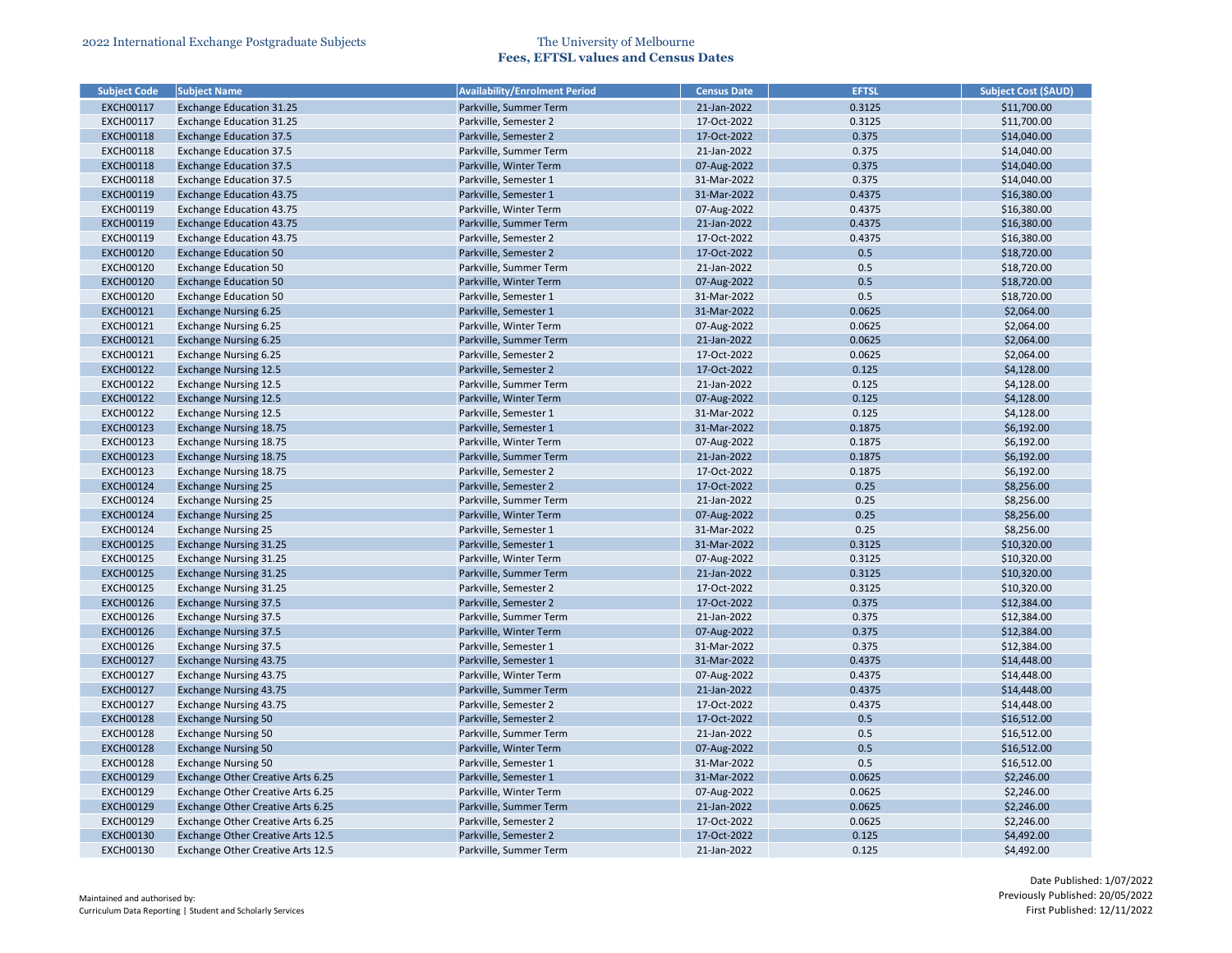| Subject Code | Subject Name | Availability/Enrolment Period | Census Date | EFTSL | Subject Cost ($AUD) |
|---|---|---|---|---|---|
| EXCH00117 | Exchange Education 31.25 | Parkville, Summer Term | 21-Jan-2022 | 0.3125 | $11,700.00 |
| EXCH00117 | Exchange Education 31.25 | Parkville, Semester 2 | 17-Oct-2022 | 0.3125 | $11,700.00 |
| EXCH00118 | Exchange Education 37.5 | Parkville, Semester 2 | 17-Oct-2022 | 0.375 | $14,040.00 |
| EXCH00118 | Exchange Education 37.5 | Parkville, Summer Term | 21-Jan-2022 | 0.375 | $14,040.00 |
| EXCH00118 | Exchange Education 37.5 | Parkville, Winter Term | 07-Aug-2022 | 0.375 | $14,040.00 |
| EXCH00118 | Exchange Education 37.5 | Parkville, Semester 1 | 31-Mar-2022 | 0.375 | $14,040.00 |
| EXCH00119 | Exchange Education 43.75 | Parkville, Semester 1 | 31-Mar-2022 | 0.4375 | $16,380.00 |
| EXCH00119 | Exchange Education 43.75 | Parkville, Winter Term | 07-Aug-2022 | 0.4375 | $16,380.00 |
| EXCH00119 | Exchange Education 43.75 | Parkville, Summer Term | 21-Jan-2022 | 0.4375 | $16,380.00 |
| EXCH00119 | Exchange Education 43.75 | Parkville, Semester 2 | 17-Oct-2022 | 0.4375 | $16,380.00 |
| EXCH00120 | Exchange Education 50 | Parkville, Semester 2 | 17-Oct-2022 | 0.5 | $18,720.00 |
| EXCH00120 | Exchange Education 50 | Parkville, Summer Term | 21-Jan-2022 | 0.5 | $18,720.00 |
| EXCH00120 | Exchange Education 50 | Parkville, Winter Term | 07-Aug-2022 | 0.5 | $18,720.00 |
| EXCH00120 | Exchange Education 50 | Parkville, Semester 1 | 31-Mar-2022 | 0.5 | $18,720.00 |
| EXCH00121 | Exchange Nursing 6.25 | Parkville, Semester 1 | 31-Mar-2022 | 0.0625 | $2,064.00 |
| EXCH00121 | Exchange Nursing 6.25 | Parkville, Winter Term | 07-Aug-2022 | 0.0625 | $2,064.00 |
| EXCH00121 | Exchange Nursing 6.25 | Parkville, Summer Term | 21-Jan-2022 | 0.0625 | $2,064.00 |
| EXCH00121 | Exchange Nursing 6.25 | Parkville, Semester 2 | 17-Oct-2022 | 0.0625 | $2,064.00 |
| EXCH00122 | Exchange Nursing 12.5 | Parkville, Semester 2 | 17-Oct-2022 | 0.125 | $4,128.00 |
| EXCH00122 | Exchange Nursing 12.5 | Parkville, Summer Term | 21-Jan-2022 | 0.125 | $4,128.00 |
| EXCH00122 | Exchange Nursing 12.5 | Parkville, Winter Term | 07-Aug-2022 | 0.125 | $4,128.00 |
| EXCH00122 | Exchange Nursing 12.5 | Parkville, Semester 1 | 31-Mar-2022 | 0.125 | $4,128.00 |
| EXCH00123 | Exchange Nursing 18.75 | Parkville, Semester 1 | 31-Mar-2022 | 0.1875 | $6,192.00 |
| EXCH00123 | Exchange Nursing 18.75 | Parkville, Winter Term | 07-Aug-2022 | 0.1875 | $6,192.00 |
| EXCH00123 | Exchange Nursing 18.75 | Parkville, Summer Term | 21-Jan-2022 | 0.1875 | $6,192.00 |
| EXCH00123 | Exchange Nursing 18.75 | Parkville, Semester 2 | 17-Oct-2022 | 0.1875 | $6,192.00 |
| EXCH00124 | Exchange Nursing 25 | Parkville, Semester 2 | 17-Oct-2022 | 0.25 | $8,256.00 |
| EXCH00124 | Exchange Nursing 25 | Parkville, Summer Term | 21-Jan-2022 | 0.25 | $8,256.00 |
| EXCH00124 | Exchange Nursing 25 | Parkville, Winter Term | 07-Aug-2022 | 0.25 | $8,256.00 |
| EXCH00124 | Exchange Nursing 25 | Parkville, Semester 1 | 31-Mar-2022 | 0.25 | $8,256.00 |
| EXCH00125 | Exchange Nursing 31.25 | Parkville, Semester 1 | 31-Mar-2022 | 0.3125 | $10,320.00 |
| EXCH00125 | Exchange Nursing 31.25 | Parkville, Winter Term | 07-Aug-2022 | 0.3125 | $10,320.00 |
| EXCH00125 | Exchange Nursing 31.25 | Parkville, Summer Term | 21-Jan-2022 | 0.3125 | $10,320.00 |
| EXCH00125 | Exchange Nursing 31.25 | Parkville, Semester 2 | 17-Oct-2022 | 0.3125 | $10,320.00 |
| EXCH00126 | Exchange Nursing 37.5 | Parkville, Semester 2 | 17-Oct-2022 | 0.375 | $12,384.00 |
| EXCH00126 | Exchange Nursing 37.5 | Parkville, Summer Term | 21-Jan-2022 | 0.375 | $12,384.00 |
| EXCH00126 | Exchange Nursing 37.5 | Parkville, Winter Term | 07-Aug-2022 | 0.375 | $12,384.00 |
| EXCH00126 | Exchange Nursing 37.5 | Parkville, Semester 1 | 31-Mar-2022 | 0.375 | $12,384.00 |
| EXCH00127 | Exchange Nursing 43.75 | Parkville, Semester 1 | 31-Mar-2022 | 0.4375 | $14,448.00 |
| EXCH00127 | Exchange Nursing 43.75 | Parkville, Winter Term | 07-Aug-2022 | 0.4375 | $14,448.00 |
| EXCH00127 | Exchange Nursing 43.75 | Parkville, Summer Term | 21-Jan-2022 | 0.4375 | $14,448.00 |
| EXCH00127 | Exchange Nursing 43.75 | Parkville, Semester 2 | 17-Oct-2022 | 0.4375 | $14,448.00 |
| EXCH00128 | Exchange Nursing 50 | Parkville, Semester 2 | 17-Oct-2022 | 0.5 | $16,512.00 |
| EXCH00128 | Exchange Nursing 50 | Parkville, Summer Term | 21-Jan-2022 | 0.5 | $16,512.00 |
| EXCH00128 | Exchange Nursing 50 | Parkville, Winter Term | 07-Aug-2022 | 0.5 | $16,512.00 |
| EXCH00128 | Exchange Nursing 50 | Parkville, Semester 1 | 31-Mar-2022 | 0.5 | $16,512.00 |
| EXCH00129 | Exchange Other Creative Arts 6.25 | Parkville, Semester 1 | 31-Mar-2022 | 0.0625 | $2,246.00 |
| EXCH00129 | Exchange Other Creative Arts 6.25 | Parkville, Winter Term | 07-Aug-2022 | 0.0625 | $2,246.00 |
| EXCH00129 | Exchange Other Creative Arts 6.25 | Parkville, Summer Term | 21-Jan-2022 | 0.0625 | $2,246.00 |
| EXCH00129 | Exchange Other Creative Arts 6.25 | Parkville, Semester 2 | 17-Oct-2022 | 0.0625 | $2,246.00 |
| EXCH00130 | Exchange Other Creative Arts 12.5 | Parkville, Semester 2 | 17-Oct-2022 | 0.125 | $4,492.00 |
| EXCH00130 | Exchange Other Creative Arts 12.5 | Parkville, Summer Term | 21-Jan-2022 | 0.125 | $4,492.00 |

Maintained and authorised by:
Curriculum Data Reporting | Student and Scholarly Services

Date Published: 1/07/2022
Previously Published: 20/05/2022
First Published: 12/11/2022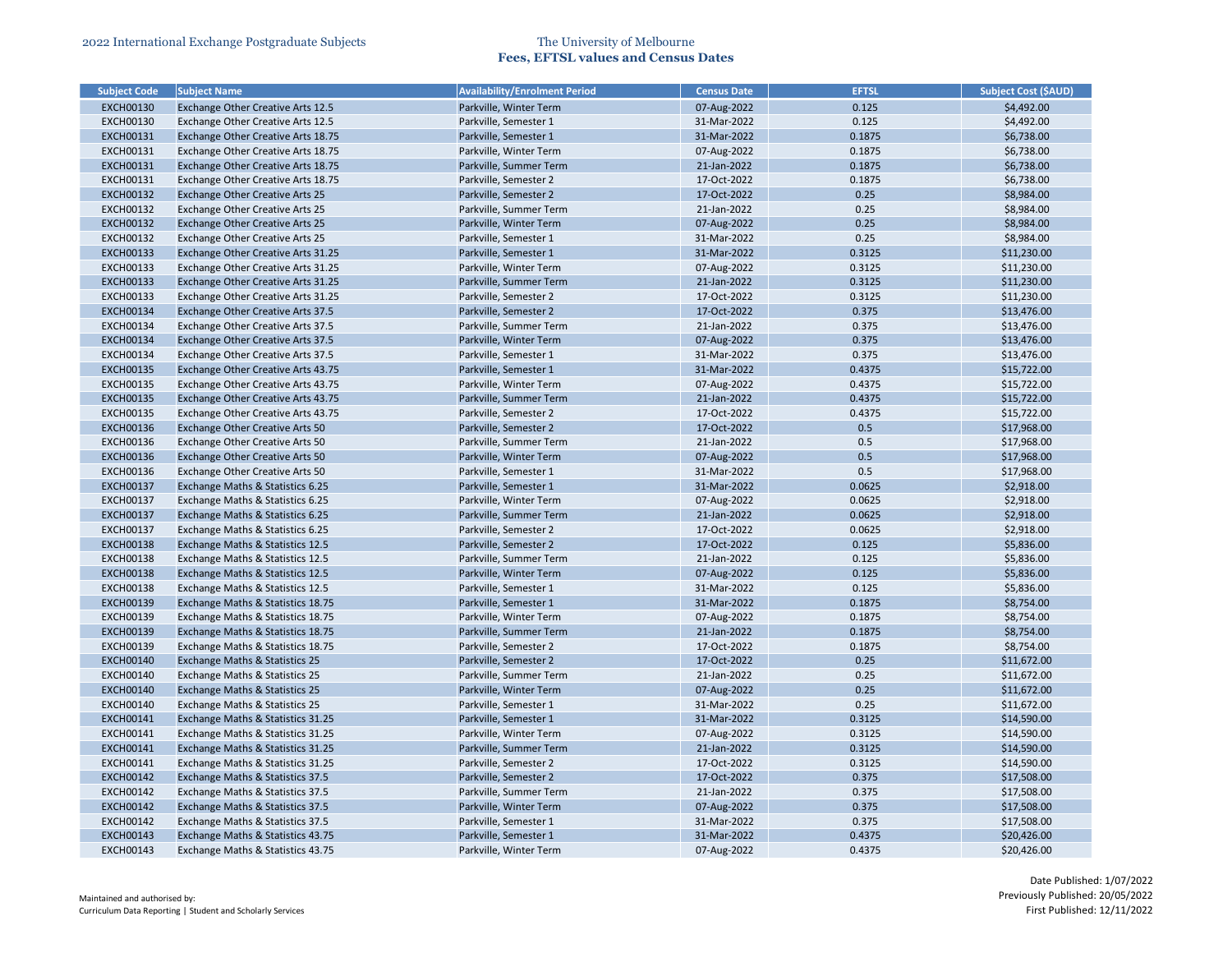| Subject Code | Subject Name | Availability/Enrolment Period | Census Date | EFTSL | Subject Cost ($AUD) |
|---|---|---|---|---|---|
| EXCH00130 | Exchange Other Creative Arts 12.5 | Parkville, Winter Term | 07-Aug-2022 | 0.125 | $4,492.00 |
| EXCH00130 | Exchange Other Creative Arts 12.5 | Parkville, Semester 1 | 31-Mar-2022 | 0.125 | $4,492.00 |
| EXCH00131 | Exchange Other Creative Arts 18.75 | Parkville, Semester 1 | 31-Mar-2022 | 0.1875 | $6,738.00 |
| EXCH00131 | Exchange Other Creative Arts 18.75 | Parkville, Winter Term | 07-Aug-2022 | 0.1875 | $6,738.00 |
| EXCH00131 | Exchange Other Creative Arts 18.75 | Parkville, Summer Term | 21-Jan-2022 | 0.1875 | $6,738.00 |
| EXCH00131 | Exchange Other Creative Arts 18.75 | Parkville, Semester 2 | 17-Oct-2022 | 0.1875 | $6,738.00 |
| EXCH00132 | Exchange Other Creative Arts 25 | Parkville, Semester 2 | 17-Oct-2022 | 0.25 | $8,984.00 |
| EXCH00132 | Exchange Other Creative Arts 25 | Parkville, Summer Term | 21-Jan-2022 | 0.25 | $8,984.00 |
| EXCH00132 | Exchange Other Creative Arts 25 | Parkville, Winter Term | 07-Aug-2022 | 0.25 | $8,984.00 |
| EXCH00132 | Exchange Other Creative Arts 25 | Parkville, Semester 1 | 31-Mar-2022 | 0.25 | $8,984.00 |
| EXCH00133 | Exchange Other Creative Arts 31.25 | Parkville, Semester 1 | 31-Mar-2022 | 0.3125 | $11,230.00 |
| EXCH00133 | Exchange Other Creative Arts 31.25 | Parkville, Winter Term | 07-Aug-2022 | 0.3125 | $11,230.00 |
| EXCH00133 | Exchange Other Creative Arts 31.25 | Parkville, Summer Term | 21-Jan-2022 | 0.3125 | $11,230.00 |
| EXCH00133 | Exchange Other Creative Arts 31.25 | Parkville, Semester 2 | 17-Oct-2022 | 0.3125 | $11,230.00 |
| EXCH00134 | Exchange Other Creative Arts 37.5 | Parkville, Semester 2 | 17-Oct-2022 | 0.375 | $13,476.00 |
| EXCH00134 | Exchange Other Creative Arts 37.5 | Parkville, Summer Term | 21-Jan-2022 | 0.375 | $13,476.00 |
| EXCH00134 | Exchange Other Creative Arts 37.5 | Parkville, Winter Term | 07-Aug-2022 | 0.375 | $13,476.00 |
| EXCH00134 | Exchange Other Creative Arts 37.5 | Parkville, Semester 1 | 31-Mar-2022 | 0.375 | $13,476.00 |
| EXCH00135 | Exchange Other Creative Arts 43.75 | Parkville, Semester 1 | 31-Mar-2022 | 0.4375 | $15,722.00 |
| EXCH00135 | Exchange Other Creative Arts 43.75 | Parkville, Winter Term | 07-Aug-2022 | 0.4375 | $15,722.00 |
| EXCH00135 | Exchange Other Creative Arts 43.75 | Parkville, Summer Term | 21-Jan-2022 | 0.4375 | $15,722.00 |
| EXCH00135 | Exchange Other Creative Arts 43.75 | Parkville, Semester 2 | 17-Oct-2022 | 0.4375 | $15,722.00 |
| EXCH00136 | Exchange Other Creative Arts 50 | Parkville, Semester 2 | 17-Oct-2022 | 0.5 | $17,968.00 |
| EXCH00136 | Exchange Other Creative Arts 50 | Parkville, Summer Term | 21-Jan-2022 | 0.5 | $17,968.00 |
| EXCH00136 | Exchange Other Creative Arts 50 | Parkville, Winter Term | 07-Aug-2022 | 0.5 | $17,968.00 |
| EXCH00136 | Exchange Other Creative Arts 50 | Parkville, Semester 1 | 31-Mar-2022 | 0.5 | $17,968.00 |
| EXCH00137 | Exchange Maths & Statistics 6.25 | Parkville, Semester 1 | 31-Mar-2022 | 0.0625 | $2,918.00 |
| EXCH00137 | Exchange Maths & Statistics 6.25 | Parkville, Winter Term | 07-Aug-2022 | 0.0625 | $2,918.00 |
| EXCH00137 | Exchange Maths & Statistics 6.25 | Parkville, Summer Term | 21-Jan-2022 | 0.0625 | $2,918.00 |
| EXCH00137 | Exchange Maths & Statistics 6.25 | Parkville, Semester 2 | 17-Oct-2022 | 0.0625 | $2,918.00 |
| EXCH00138 | Exchange Maths & Statistics 12.5 | Parkville, Semester 2 | 17-Oct-2022 | 0.125 | $5,836.00 |
| EXCH00138 | Exchange Maths & Statistics 12.5 | Parkville, Summer Term | 21-Jan-2022 | 0.125 | $5,836.00 |
| EXCH00138 | Exchange Maths & Statistics 12.5 | Parkville, Winter Term | 07-Aug-2022 | 0.125 | $5,836.00 |
| EXCH00138 | Exchange Maths & Statistics 12.5 | Parkville, Semester 1 | 31-Mar-2022 | 0.125 | $5,836.00 |
| EXCH00139 | Exchange Maths & Statistics 18.75 | Parkville, Semester 1 | 31-Mar-2022 | 0.1875 | $8,754.00 |
| EXCH00139 | Exchange Maths & Statistics 18.75 | Parkville, Winter Term | 07-Aug-2022 | 0.1875 | $8,754.00 |
| EXCH00139 | Exchange Maths & Statistics 18.75 | Parkville, Summer Term | 21-Jan-2022 | 0.1875 | $8,754.00 |
| EXCH00139 | Exchange Maths & Statistics 18.75 | Parkville, Semester 2 | 17-Oct-2022 | 0.1875 | $8,754.00 |
| EXCH00140 | Exchange Maths & Statistics 25 | Parkville, Semester 2 | 17-Oct-2022 | 0.25 | $11,672.00 |
| EXCH00140 | Exchange Maths & Statistics 25 | Parkville, Summer Term | 21-Jan-2022 | 0.25 | $11,672.00 |
| EXCH00140 | Exchange Maths & Statistics 25 | Parkville, Winter Term | 07-Aug-2022 | 0.25 | $11,672.00 |
| EXCH00140 | Exchange Maths & Statistics 25 | Parkville, Semester 1 | 31-Mar-2022 | 0.25 | $11,672.00 |
| EXCH00141 | Exchange Maths & Statistics 31.25 | Parkville, Semester 1 | 31-Mar-2022 | 0.3125 | $14,590.00 |
| EXCH00141 | Exchange Maths & Statistics 31.25 | Parkville, Winter Term | 07-Aug-2022 | 0.3125 | $14,590.00 |
| EXCH00141 | Exchange Maths & Statistics 31.25 | Parkville, Summer Term | 21-Jan-2022 | 0.3125 | $14,590.00 |
| EXCH00141 | Exchange Maths & Statistics 31.25 | Parkville, Semester 2 | 17-Oct-2022 | 0.3125 | $14,590.00 |
| EXCH00142 | Exchange Maths & Statistics 37.5 | Parkville, Semester 2 | 17-Oct-2022 | 0.375 | $17,508.00 |
| EXCH00142 | Exchange Maths & Statistics 37.5 | Parkville, Summer Term | 21-Jan-2022 | 0.375 | $17,508.00 |
| EXCH00142 | Exchange Maths & Statistics 37.5 | Parkville, Winter Term | 07-Aug-2022 | 0.375 | $17,508.00 |
| EXCH00142 | Exchange Maths & Statistics 37.5 | Parkville, Semester 1 | 31-Mar-2022 | 0.375 | $17,508.00 |
| EXCH00143 | Exchange Maths & Statistics 43.75 | Parkville, Semester 1 | 31-Mar-2022 | 0.4375 | $20,426.00 |
| EXCH00143 | Exchange Maths & Statistics 43.75 | Parkville, Winter Term | 07-Aug-2022 | 0.4375 | $20,426.00 |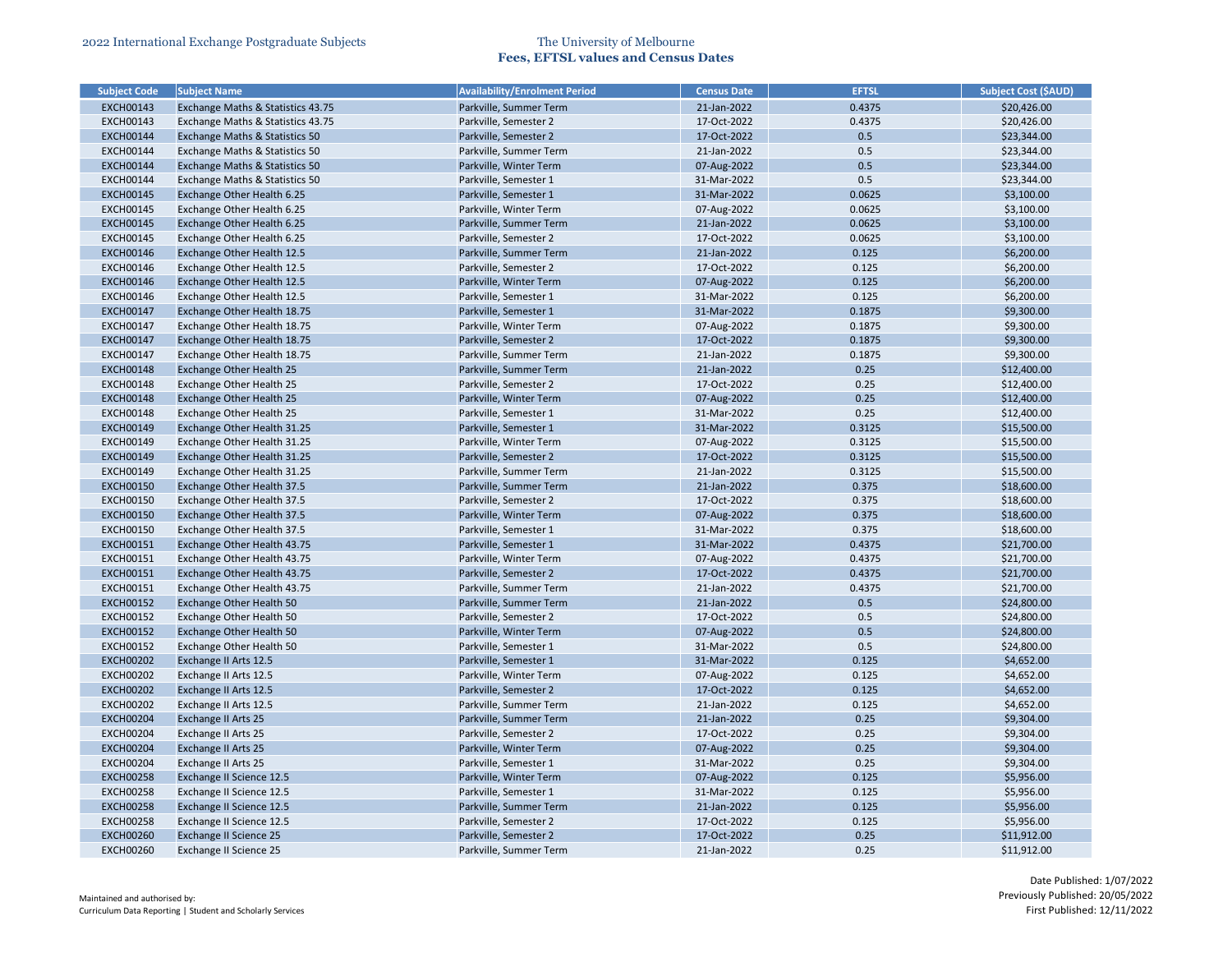| Subject Code | Subject Name | Availability/Enrolment Period | Census Date | EFTSL | Subject Cost ($AUD) |
|---|---|---|---|---|---|
| EXCH00143 | Exchange Maths & Statistics 43.75 | Parkville, Summer Term | 21-Jan-2022 | 0.4375 | $20,426.00 |
| EXCH00143 | Exchange Maths & Statistics 43.75 | Parkville, Semester 2 | 17-Oct-2022 | 0.4375 | $20,426.00 |
| EXCH00144 | Exchange Maths & Statistics 50 | Parkville, Semester 2 | 17-Oct-2022 | 0.5 | $23,344.00 |
| EXCH00144 | Exchange Maths & Statistics 50 | Parkville, Summer Term | 21-Jan-2022 | 0.5 | $23,344.00 |
| EXCH00144 | Exchange Maths & Statistics 50 | Parkville, Winter Term | 07-Aug-2022 | 0.5 | $23,344.00 |
| EXCH00144 | Exchange Maths & Statistics 50 | Parkville, Semester 1 | 31-Mar-2022 | 0.5 | $23,344.00 |
| EXCH00145 | Exchange Other Health 6.25 | Parkville, Semester 1 | 31-Mar-2022 | 0.0625 | $3,100.00 |
| EXCH00145 | Exchange Other Health 6.25 | Parkville, Winter Term | 07-Aug-2022 | 0.0625 | $3,100.00 |
| EXCH00145 | Exchange Other Health 6.25 | Parkville, Summer Term | 21-Jan-2022 | 0.0625 | $3,100.00 |
| EXCH00145 | Exchange Other Health 6.25 | Parkville, Semester 2 | 17-Oct-2022 | 0.0625 | $3,100.00 |
| EXCH00146 | Exchange Other Health 12.5 | Parkville, Summer Term | 21-Jan-2022 | 0.125 | $6,200.00 |
| EXCH00146 | Exchange Other Health 12.5 | Parkville, Semester 2 | 17-Oct-2022 | 0.125 | $6,200.00 |
| EXCH00146 | Exchange Other Health 12.5 | Parkville, Winter Term | 07-Aug-2022 | 0.125 | $6,200.00 |
| EXCH00146 | Exchange Other Health 12.5 | Parkville, Semester 1 | 31-Mar-2022 | 0.125 | $6,200.00 |
| EXCH00147 | Exchange Other Health 18.75 | Parkville, Semester 1 | 31-Mar-2022 | 0.1875 | $9,300.00 |
| EXCH00147 | Exchange Other Health 18.75 | Parkville, Winter Term | 07-Aug-2022 | 0.1875 | $9,300.00 |
| EXCH00147 | Exchange Other Health 18.75 | Parkville, Semester 2 | 17-Oct-2022 | 0.1875 | $9,300.00 |
| EXCH00147 | Exchange Other Health 18.75 | Parkville, Summer Term | 21-Jan-2022 | 0.1875 | $9,300.00 |
| EXCH00148 | Exchange Other Health 25 | Parkville, Summer Term | 21-Jan-2022 | 0.25 | $12,400.00 |
| EXCH00148 | Exchange Other Health 25 | Parkville, Semester 2 | 17-Oct-2022 | 0.25 | $12,400.00 |
| EXCH00148 | Exchange Other Health 25 | Parkville, Winter Term | 07-Aug-2022 | 0.25 | $12,400.00 |
| EXCH00148 | Exchange Other Health 25 | Parkville, Semester 1 | 31-Mar-2022 | 0.25 | $12,400.00 |
| EXCH00149 | Exchange Other Health 31.25 | Parkville, Semester 1 | 31-Mar-2022 | 0.3125 | $15,500.00 |
| EXCH00149 | Exchange Other Health 31.25 | Parkville, Winter Term | 07-Aug-2022 | 0.3125 | $15,500.00 |
| EXCH00149 | Exchange Other Health 31.25 | Parkville, Semester 2 | 17-Oct-2022 | 0.3125 | $15,500.00 |
| EXCH00149 | Exchange Other Health 31.25 | Parkville, Summer Term | 21-Jan-2022 | 0.3125 | $15,500.00 |
| EXCH00150 | Exchange Other Health 37.5 | Parkville, Summer Term | 21-Jan-2022 | 0.375 | $18,600.00 |
| EXCH00150 | Exchange Other Health 37.5 | Parkville, Semester 2 | 17-Oct-2022 | 0.375 | $18,600.00 |
| EXCH00150 | Exchange Other Health 37.5 | Parkville, Winter Term | 07-Aug-2022 | 0.375 | $18,600.00 |
| EXCH00150 | Exchange Other Health 37.5 | Parkville, Semester 1 | 31-Mar-2022 | 0.375 | $18,600.00 |
| EXCH00151 | Exchange Other Health 43.75 | Parkville, Semester 1 | 31-Mar-2022 | 0.4375 | $21,700.00 |
| EXCH00151 | Exchange Other Health 43.75 | Parkville, Winter Term | 07-Aug-2022 | 0.4375 | $21,700.00 |
| EXCH00151 | Exchange Other Health 43.75 | Parkville, Semester 2 | 17-Oct-2022 | 0.4375 | $21,700.00 |
| EXCH00151 | Exchange Other Health 43.75 | Parkville, Summer Term | 21-Jan-2022 | 0.4375 | $21,700.00 |
| EXCH00152 | Exchange Other Health 50 | Parkville, Summer Term | 21-Jan-2022 | 0.5 | $24,800.00 |
| EXCH00152 | Exchange Other Health 50 | Parkville, Semester 2 | 17-Oct-2022 | 0.5 | $24,800.00 |
| EXCH00152 | Exchange Other Health 50 | Parkville, Winter Term | 07-Aug-2022 | 0.5 | $24,800.00 |
| EXCH00152 | Exchange Other Health 50 | Parkville, Semester 1 | 31-Mar-2022 | 0.5 | $24,800.00 |
| EXCH00202 | Exchange II Arts 12.5 | Parkville, Semester 1 | 31-Mar-2022 | 0.125 | $4,652.00 |
| EXCH00202 | Exchange II Arts 12.5 | Parkville, Winter Term | 07-Aug-2022 | 0.125 | $4,652.00 |
| EXCH00202 | Exchange II Arts 12.5 | Parkville, Semester 2 | 17-Oct-2022 | 0.125 | $4,652.00 |
| EXCH00202 | Exchange II Arts 12.5 | Parkville, Summer Term | 21-Jan-2022 | 0.125 | $4,652.00 |
| EXCH00204 | Exchange II Arts 25 | Parkville, Summer Term | 21-Jan-2022 | 0.25 | $9,304.00 |
| EXCH00204 | Exchange II Arts 25 | Parkville, Semester 2 | 17-Oct-2022 | 0.25 | $9,304.00 |
| EXCH00204 | Exchange II Arts 25 | Parkville, Winter Term | 07-Aug-2022 | 0.25 | $9,304.00 |
| EXCH00204 | Exchange II Arts 25 | Parkville, Semester 1 | 31-Mar-2022 | 0.25 | $9,304.00 |
| EXCH00258 | Exchange II Science 12.5 | Parkville, Winter Term | 07-Aug-2022 | 0.125 | $5,956.00 |
| EXCH00258 | Exchange II Science 12.5 | Parkville, Semester 1 | 31-Mar-2022 | 0.125 | $5,956.00 |
| EXCH00258 | Exchange II Science 12.5 | Parkville, Summer Term | 21-Jan-2022 | 0.125 | $5,956.00 |
| EXCH00258 | Exchange II Science 12.5 | Parkville, Semester 2 | 17-Oct-2022 | 0.125 | $5,956.00 |
| EXCH00260 | Exchange II Science 25 | Parkville, Semester 2 | 17-Oct-2022 | 0.25 | $11,912.00 |
| EXCH00260 | Exchange II Science 25 | Parkville, Summer Term | 21-Jan-2022 | 0.25 | $11,912.00 |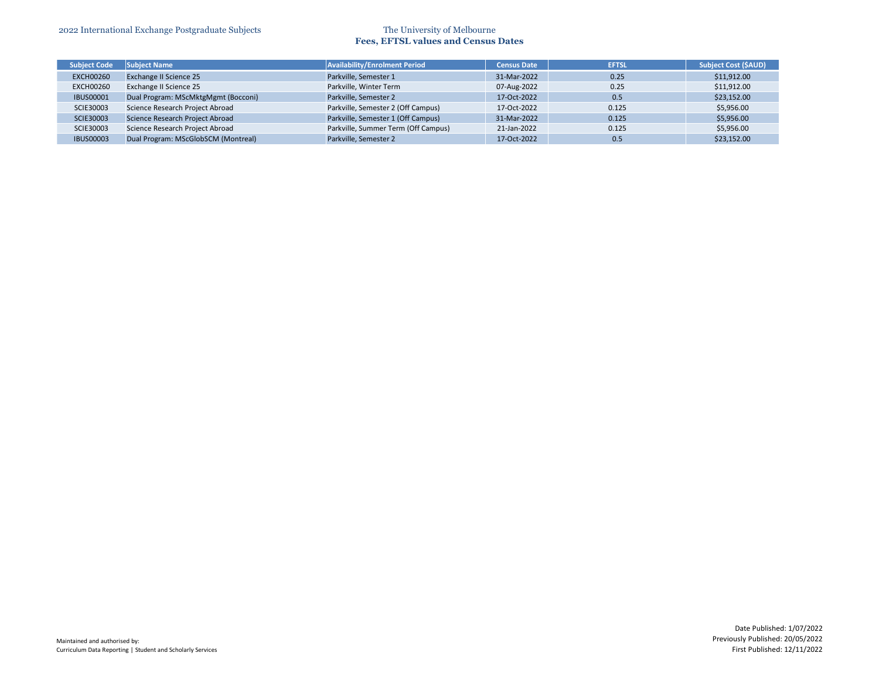| Subject Code | Subject Name | Availability/Enrolment Period | Census Date | EFTSL | Subject Cost ($AUD) |
|---|---|---|---|---|---|
| EXCH00260 | Exchange II Science 25 | Parkville, Semester 1 | 31-Mar-2022 | 0.25 | $11,912.00 |
| EXCH00260 | Exchange II Science 25 | Parkville, Winter Term | 07-Aug-2022 | 0.25 | $11,912.00 |
| IBUS00001 | Dual Program: MScMktgMgmt (Bocconi) | Parkville, Semester 2 | 17-Oct-2022 | 0.5 | $23,152.00 |
| SCIE30003 | Science Research Project Abroad | Parkville, Semester 2 (Off Campus) | 17-Oct-2022 | 0.125 | $5,956.00 |
| SCIE30003 | Science Research Project Abroad | Parkville, Semester 1 (Off Campus) | 31-Mar-2022 | 0.125 | $5,956.00 |
| SCIE30003 | Science Research Project Abroad | Parkville, Summer Term (Off Campus) | 21-Jan-2022 | 0.125 | $5,956.00 |
| IBUS00003 | Dual Program: MScGlobSCM (Montreal) | Parkville, Semester 2 | 17-Oct-2022 | 0.5 | $23,152.00 |

Maintained and authorised by:
Curriculum Data Reporting | Student and Scholarly Services

Date Published: 1/07/2022
Previously Published: 20/05/2022
First Published: 12/11/2022